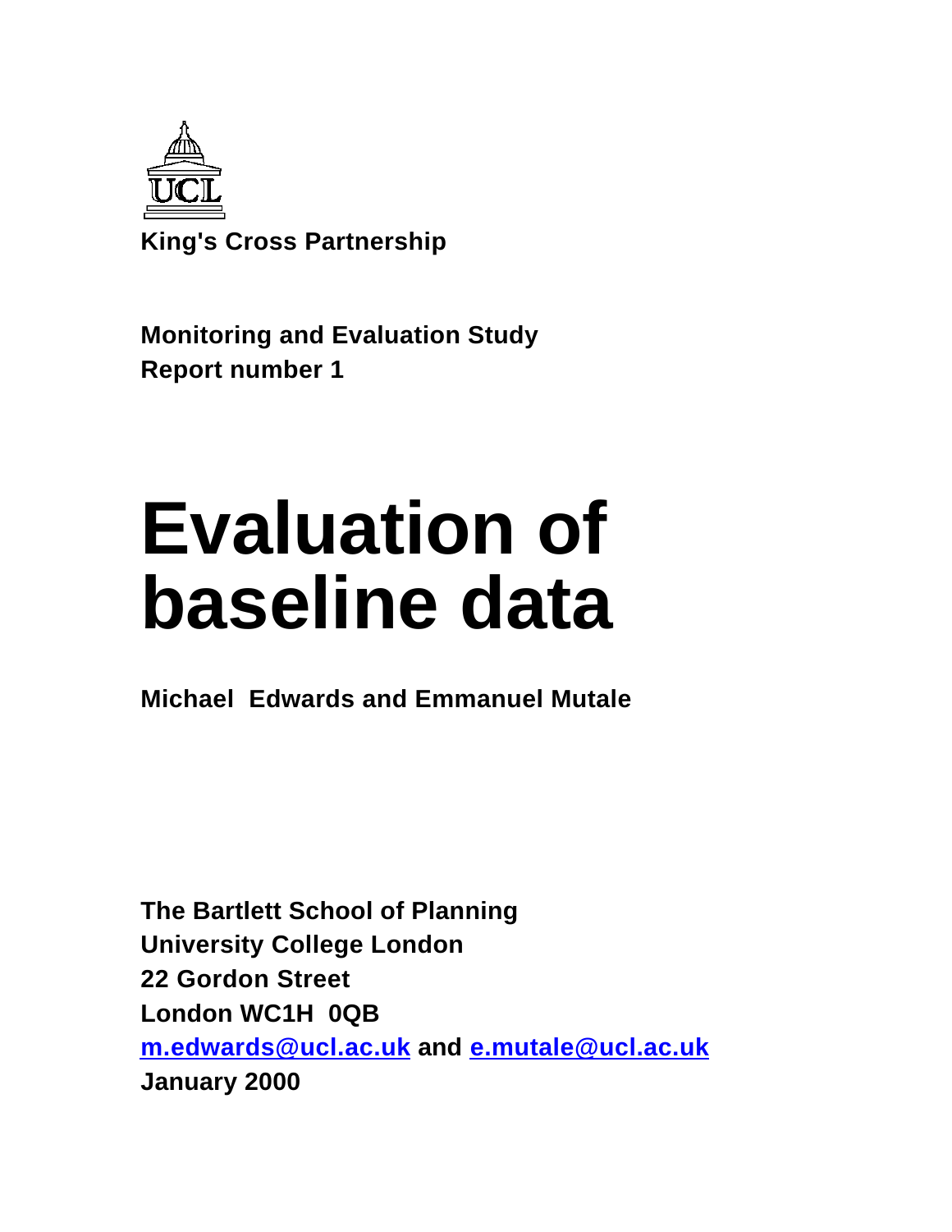UCL

**King's Cross Partnership**

**Monitoring and Evaluation Study**
**Report number 1**

# Evaluation of baseline data

**Michael Edwards and Emmanuel Mutale**

**The Bartlett School of Planning**
**University College London**
**22 Gordon Street**
**London WC1H 0QB**
**m.edwards@ucl.ac.uk and e.mutale@ucl.ac.uk**
**January 2000**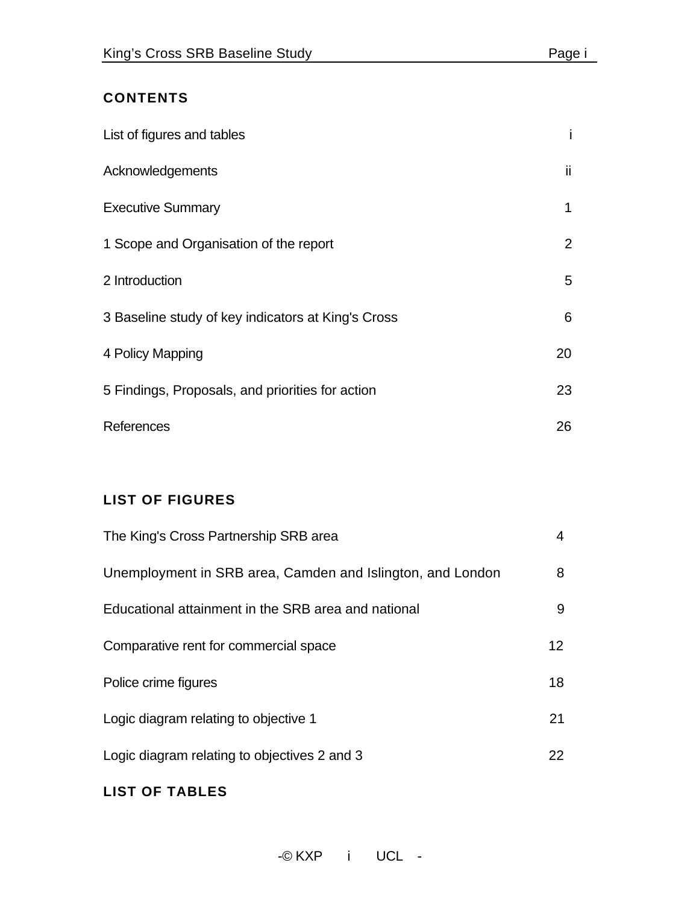## CONTENTS

| | |
|---|---|
| List of figures and tables | i |
| Acknowledgements | ii |
| Executive Summary | 1 |
| 1 Scope and Organisation of the report | 2 |
| 2 Introduction | 5 |
| 3 Baseline study of key indicators at King's Cross | 6 |
| 4 Policy Mapping | 20 |
| 5 Findings, Proposals, and priorities for action | 23 |
| References | 26 |

## LIST OF FIGURES

| | |
|---|---|
| The King's Cross Partnership SRB area | 4 |
| Unemployment in SRB area, Camden and Islington, and London | 8 |
| Educational attainment in the SRB area and national | 9 |
| Comparative rent for commercial space | 12 |
| Police crime figures | 18 |
| Logic diagram relating to objective 1 | 21 |
| Logic diagram relating to objectives 2 and 3 | 22 |

## LIST OF TABLES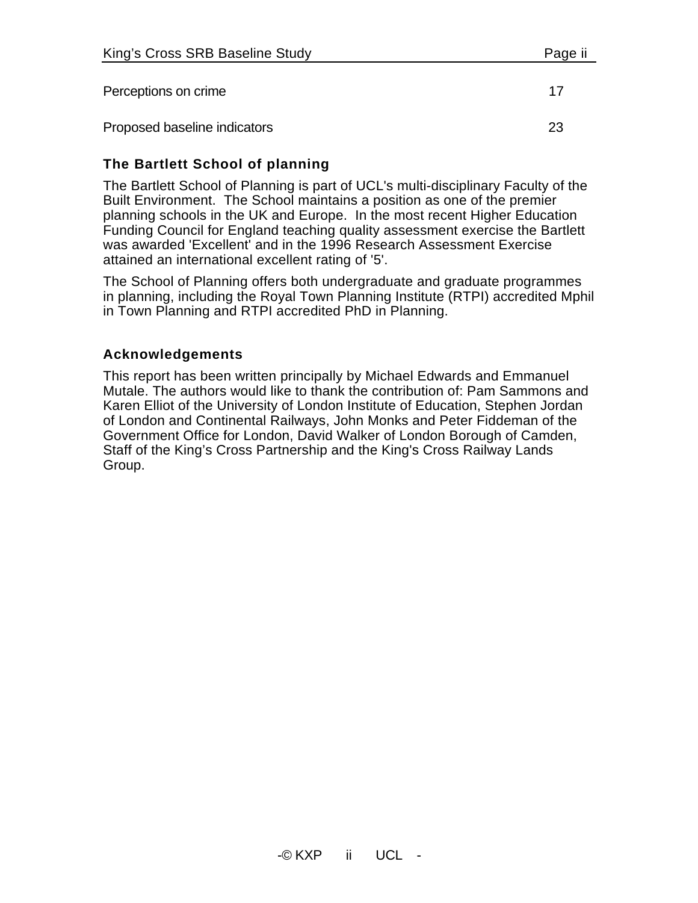| | |
|---|---|
| Perceptions on crime | 17 |
| Proposed baseline indicators | 23 |

### The Bartlett School of planning

The Bartlett School of Planning is part of UCL's multi-disciplinary Faculty of the Built Environment. The School maintains a position as one of the premier planning schools in the UK and Europe. In the most recent Higher Education Funding Council for England teaching quality assessment exercise the Bartlett was awarded 'Excellent' and in the 1996 Research Assessment Exercise attained an international excellent rating of '5'.

The School of Planning offers both undergraduate and graduate programmes in planning, including the Royal Town Planning Institute (RTPI) accredited Mphil in Town Planning and RTPI accredited PhD in Planning.

### Acknowledgements

This report has been written principally by Michael Edwards and Emmanuel Mutale. The authors would like to thank the contribution of: Pam Sammons and Karen Elliot of the University of London Institute of Education, Stephen Jordan of London and Continental Railways, John Monks and Peter Fiddeman of the Government Office for London, David Walker of London Borough of Camden, Staff of the King's Cross Partnership and the King's Cross Railway Lands Group.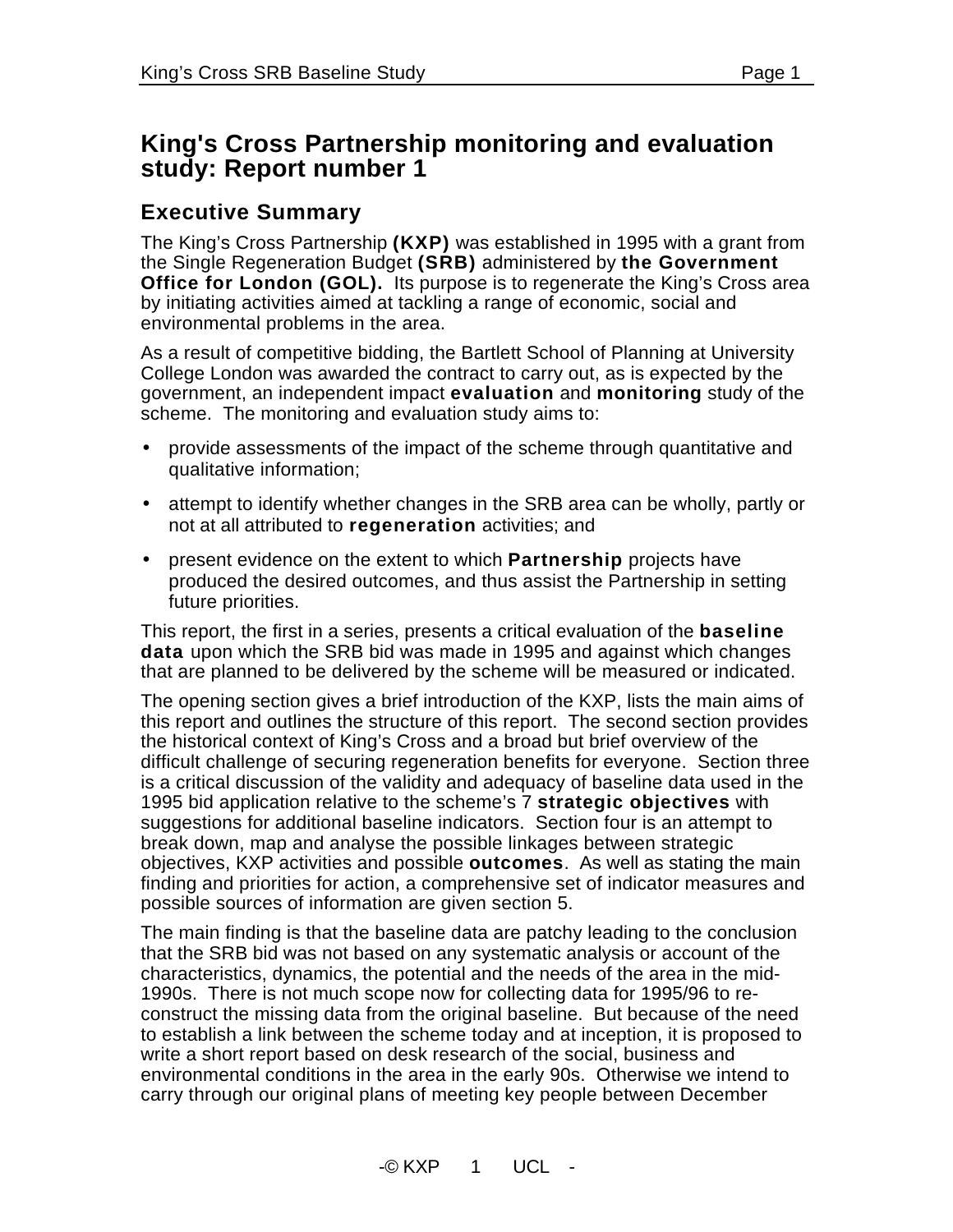# King's Cross Partnership monitoring and evaluation study: Report number 1

## Executive Summary

The King's Cross Partnership **(KXP)** was established in 1995 with a grant from the Single Regeneration Budget **(SRB)** administered by **the Government Office for London (GOL).** Its purpose is to regenerate the King's Cross area by initiating activities aimed at tackling a range of economic, social and environmental problems in the area.

As a result of competitive bidding, the Bartlett School of Planning at University College London was awarded the contract to carry out, as is expected by the government, an independent impact **evaluation** and **monitoring** study of the scheme. The monitoring and evaluation study aims to:

- provide assessments of the impact of the scheme through quantitative and qualitative information;
- attempt to identify whether changes in the SRB area can be wholly, partly or not at all attributed to **regeneration** activities; and
- present evidence on the extent to which **Partnership** projects have produced the desired outcomes, and thus assist the Partnership in setting future priorities.

This report, the first in a series, presents a critical evaluation of the **baseline data** upon which the SRB bid was made in 1995 and against which changes that are planned to be delivered by the scheme will be measured or indicated.

The opening section gives a brief introduction of the KXP, lists the main aims of this report and outlines the structure of this report. The second section provides the historical context of King's Cross and a broad but brief overview of the difficult challenge of securing regeneration benefits for everyone. Section three is a critical discussion of the validity and adequacy of baseline data used in the 1995 bid application relative to the scheme's 7 **strategic objectives** with suggestions for additional baseline indicators. Section four is an attempt to break down, map and analyse the possible linkages between strategic objectives, KXP activities and possible **outcomes**. As well as stating the main finding and priorities for action, a comprehensive set of indicator measures and possible sources of information are given section 5.

The main finding is that the baseline data are patchy leading to the conclusion that the SRB bid was not based on any systematic analysis or account of the characteristics, dynamics, the potential and the needs of the area in the mid-1990s. There is not much scope now for collecting data for 1995/96 to re-construct the missing data from the original baseline. But because of the need to establish a link between the scheme today and at inception, it is proposed to write a short report based on desk research of the social, business and environmental conditions in the area in the early 90s. Otherwise we intend to carry through our original plans of meeting key people between December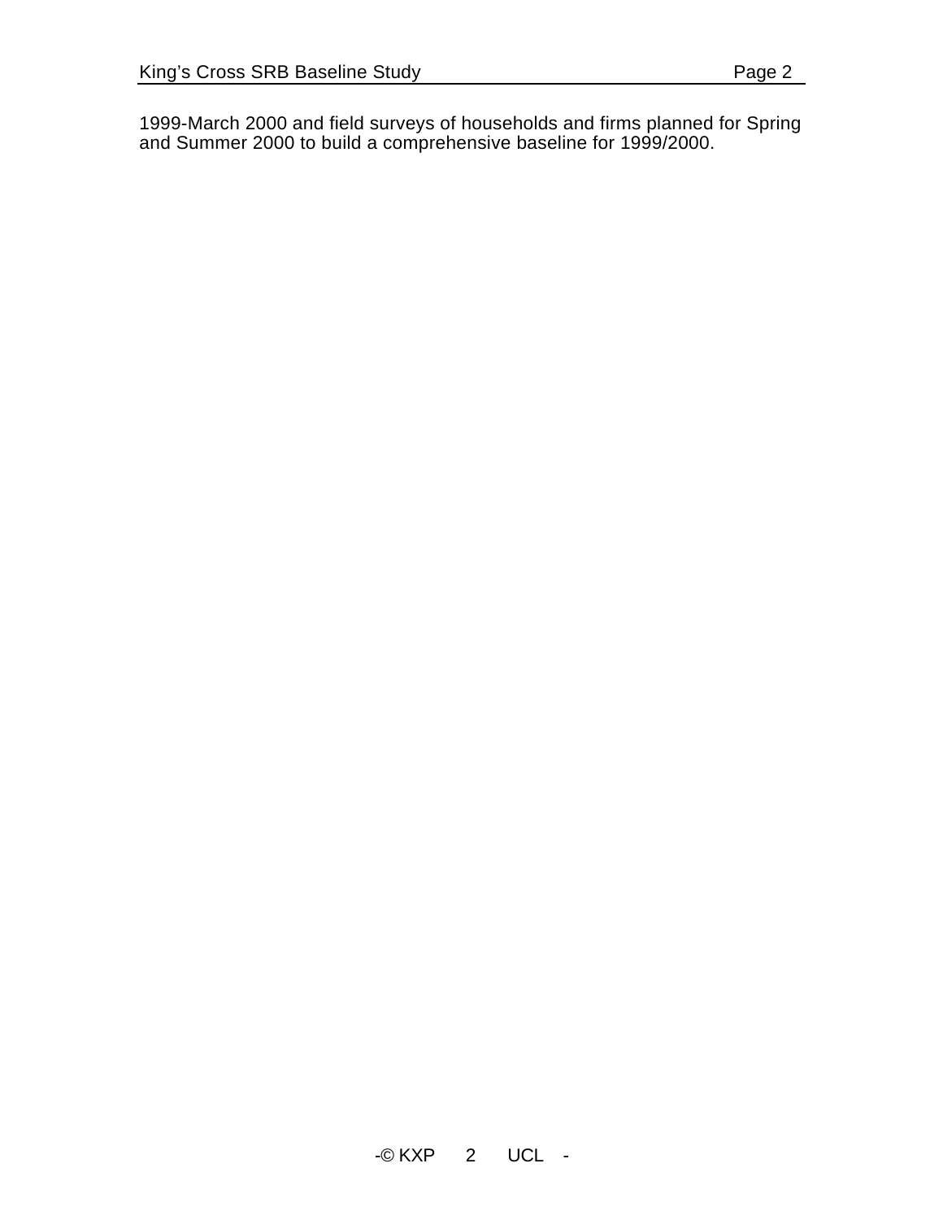1999-March 2000 and field surveys of households and firms planned for Spring and Summer 2000 to build a comprehensive baseline for 1999/2000.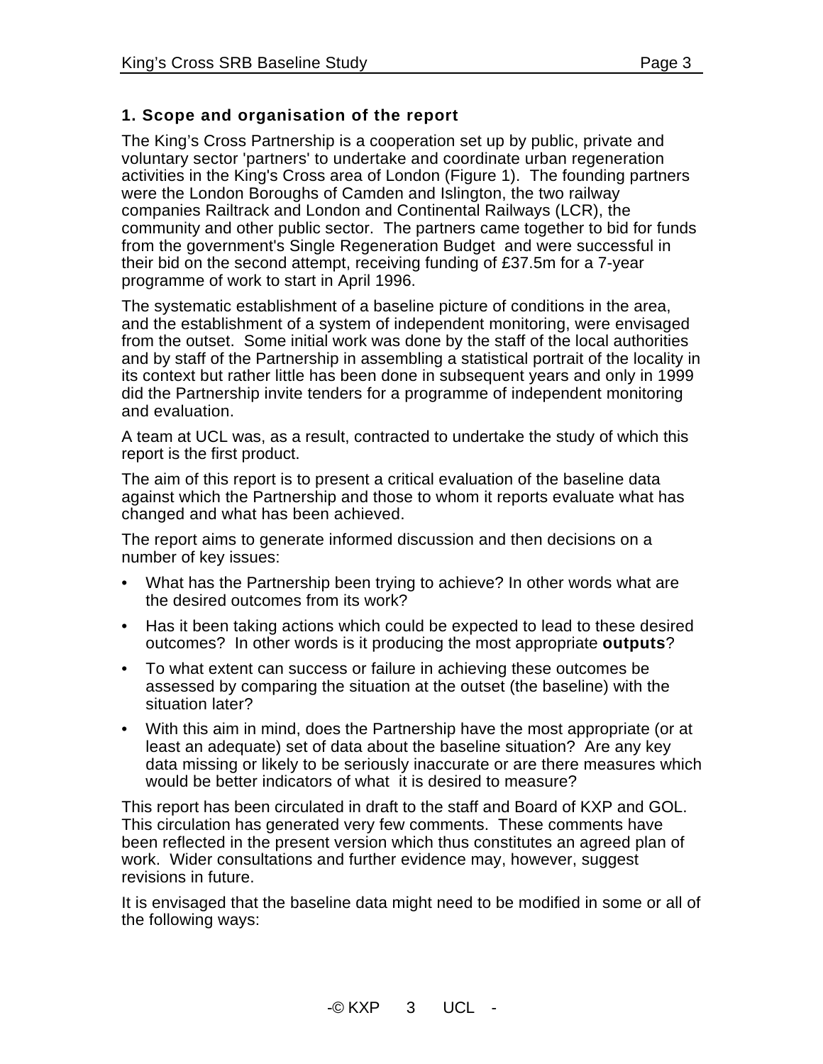## 1. Scope and organisation of the report

The King's Cross Partnership is a cooperation set up by public, private and voluntary sector 'partners' to undertake and coordinate urban regeneration activities in the King's Cross area of London (Figure 1). The founding partners were the London Boroughs of Camden and Islington, the two railway companies Railtrack and London and Continental Railways (LCR), the community and other public sector. The partners came together to bid for funds from the government's Single Regeneration Budget and were successful in their bid on the second attempt, receiving funding of £37.5m for a 7-year programme of work to start in April 1996.

The systematic establishment of a baseline picture of conditions in the area, and the establishment of a system of independent monitoring, were envisaged from the outset. Some initial work was done by the staff of the local authorities and by staff of the Partnership in assembling a statistical portrait of the locality in its context but rather little has been done in subsequent years and only in 1999 did the Partnership invite tenders for a programme of independent monitoring and evaluation.

A team at UCL was, as a result, contracted to undertake the study of which this report is the first product.

The aim of this report is to present a critical evaluation of the baseline data against which the Partnership and those to whom it reports evaluate what has changed and what has been achieved.

The report aims to generate informed discussion and then decisions on a number of key issues:

- What has the Partnership been trying to achieve? In other words what are the desired outcomes from its work?
- Has it been taking actions which could be expected to lead to these desired outcomes? In other words is it producing the most appropriate **outputs**?
- To what extent can success or failure in achieving these outcomes be assessed by comparing the situation at the outset (the baseline) with the situation later?
- With this aim in mind, does the Partnership have the most appropriate (or at least an adequate) set of data about the baseline situation? Are any key data missing or likely to be seriously inaccurate or are there measures which would be better indicators of what it is desired to measure?

This report has been circulated in draft to the staff and Board of KXP and GOL. This circulation has generated very few comments. These comments have been reflected in the present version which thus constitutes an agreed plan of work. Wider consultations and further evidence may, however, suggest revisions in future.

It is envisaged that the baseline data might need to be modified in some or all of the following ways: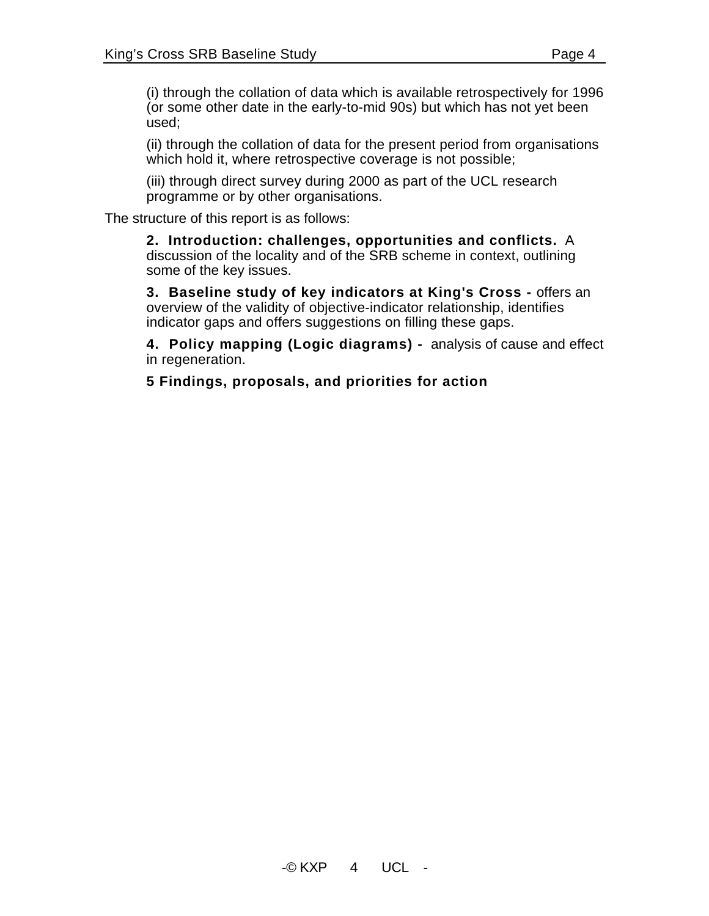(i) through the collation of data which is available retrospectively for 1996 (or some other date in the early-to-mid 90s) but which has not yet been used;

(ii) through the collation of data for the present period from organisations which hold it, where retrospective coverage is not possible;

(iii) through direct survey during 2000 as part of the UCL research programme or by other organisations.

The structure of this report is as follows:

**2. Introduction: challenges, opportunities and conflicts.** A discussion of the locality and of the SRB scheme in context, outlining some of the key issues.

**3. Baseline study of key indicators at King's Cross -** offers an overview of the validity of objective-indicator relationship, identifies indicator gaps and offers suggestions on filling these gaps.

**4. Policy mapping (Logic diagrams) -** analysis of cause and effect in regeneration.

**5 Findings, proposals, and priorities for action**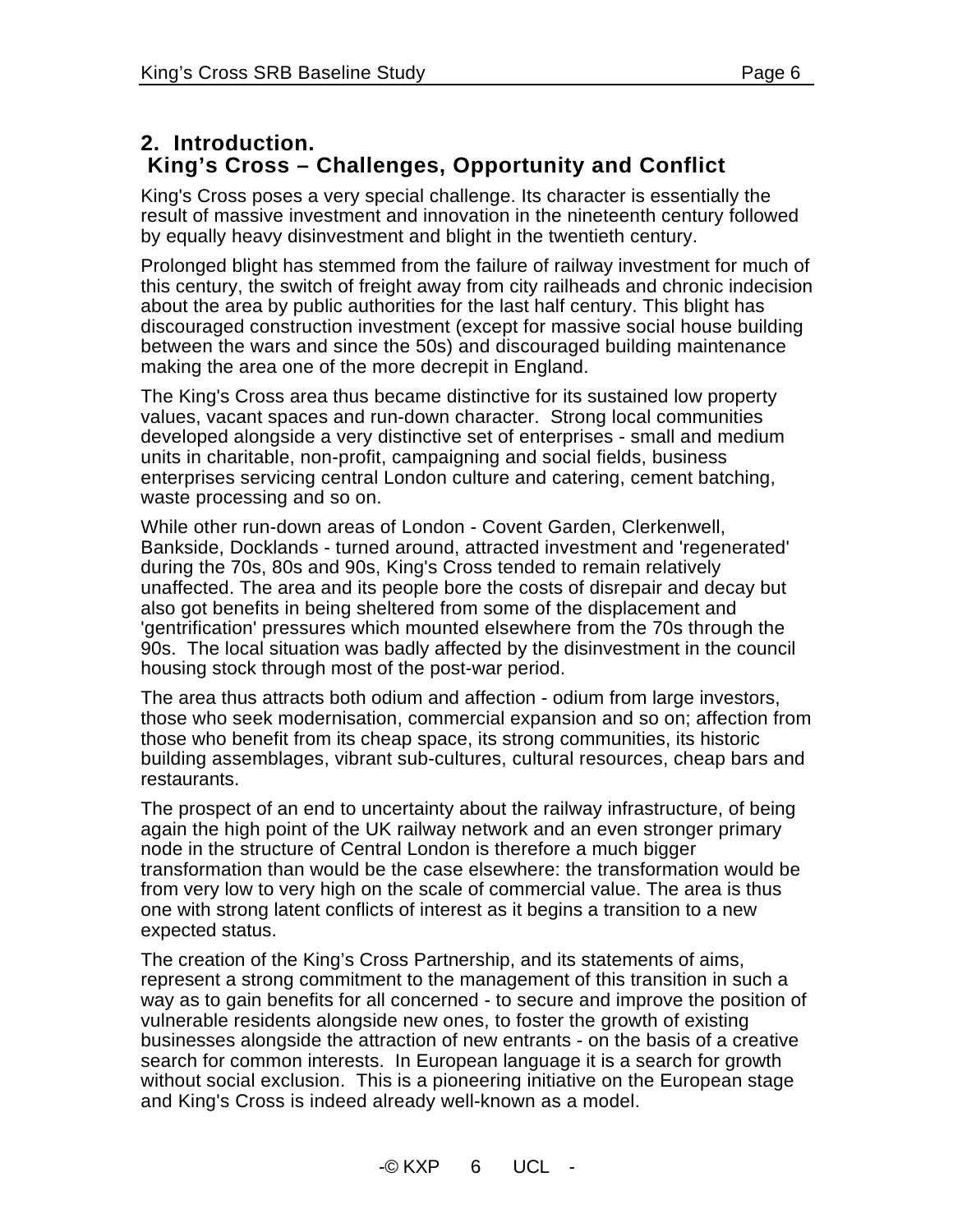## 2. Introduction.
## King's Cross – Challenges, Opportunity and Conflict

King's Cross poses a very special challenge. Its character is essentially the result of massive investment and innovation in the nineteenth century followed by equally heavy disinvestment and blight in the twentieth century.

Prolonged blight has stemmed from the failure of railway investment for much of this century, the switch of freight away from city railheads and chronic indecision about the area by public authorities for the last half century. This blight has discouraged construction investment (except for massive social house building between the wars and since the 50s) and discouraged building maintenance making the area one of the more decrepit in England.

The King's Cross area thus became distinctive for its sustained low property values, vacant spaces and run-down character. Strong local communities developed alongside a very distinctive set of enterprises - small and medium units in charitable, non-profit, campaigning and social fields, business enterprises servicing central London culture and catering, cement batching, waste processing and so on.

While other run-down areas of London - Covent Garden, Clerkenwell, Bankside, Docklands - turned around, attracted investment and 'regenerated' during the 70s, 80s and 90s, King's Cross tended to remain relatively unaffected. The area and its people bore the costs of disrepair and decay but also got benefits in being sheltered from some of the displacement and 'gentrification' pressures which mounted elsewhere from the 70s through the 90s. The local situation was badly affected by the disinvestment in the council housing stock through most of the post-war period.

The area thus attracts both odium and affection - odium from large investors, those who seek modernisation, commercial expansion and so on; affection from those who benefit from its cheap space, its strong communities, its historic building assemblages, vibrant sub-cultures, cultural resources, cheap bars and restaurants.

The prospect of an end to uncertainty about the railway infrastructure, of being again the high point of the UK railway network and an even stronger primary node in the structure of Central London is therefore a much bigger transformation than would be the case elsewhere: the transformation would be from very low to very high on the scale of commercial value. The area is thus one with strong latent conflicts of interest as it begins a transition to a new expected status.

The creation of the King's Cross Partnership, and its statements of aims, represent a strong commitment to the management of this transition in such a way as to gain benefits for all concerned - to secure and improve the position of vulnerable residents alongside new ones, to foster the growth of existing businesses alongside the attraction of new entrants - on the basis of a creative search for common interests. In European language it is a search for growth without social exclusion. This is a pioneering initiative on the European stage and King's Cross is indeed already well-known as a model.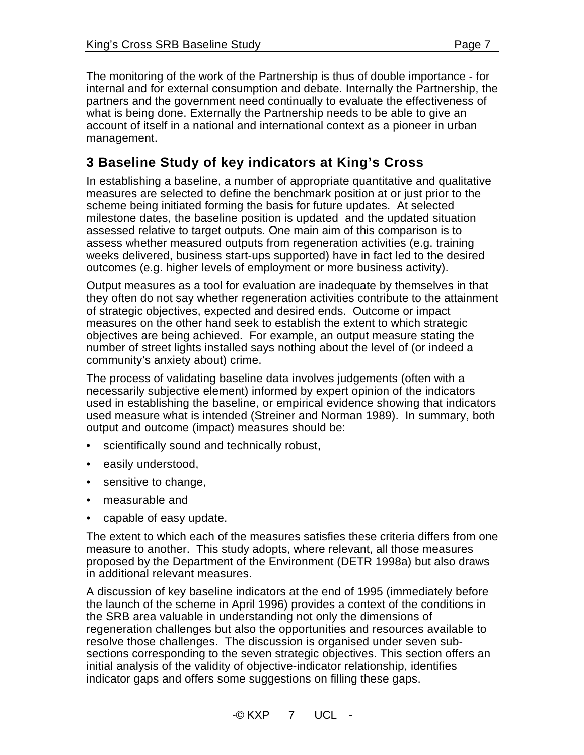The monitoring of the work of the Partnership is thus of double importance - for internal and for external consumption and debate. Internally the Partnership, the partners and the government need continually to evaluate the effectiveness of what is being done. Externally the Partnership needs to be able to give an account of itself in a national and international context as a pioneer in urban management.

## 3 Baseline Study of key indicators at King's Cross

In establishing a baseline, a number of appropriate quantitative and qualitative measures are selected to define the benchmark position at or just prior to the scheme being initiated forming the basis for future updates. At selected milestone dates, the baseline position is updated and the updated situation assessed relative to target outputs. One main aim of this comparison is to assess whether measured outputs from regeneration activities (e.g. training weeks delivered, business start-ups supported) have in fact led to the desired outcomes (e.g. higher levels of employment or more business activity).

Output measures as a tool for evaluation are inadequate by themselves in that they often do not say whether regeneration activities contribute to the attainment of strategic objectives, expected and desired ends. Outcome or impact measures on the other hand seek to establish the extent to which strategic objectives are being achieved. For example, an output measure stating the number of street lights installed says nothing about the level of (or indeed a community's anxiety about) crime.

The process of validating baseline data involves judgements (often with a necessarily subjective element) informed by expert opinion of the indicators used in establishing the baseline, or empirical evidence showing that indicators used measure what is intended (Streiner and Norman 1989). In summary, both output and outcome (impact) measures should be:

- scientifically sound and technically robust,
- easily understood,
- sensitive to change,
- measurable and
- capable of easy update.

The extent to which each of the measures satisfies these criteria differs from one measure to another. This study adopts, where relevant, all those measures proposed by the Department of the Environment (DETR 1998a) but also draws in additional relevant measures.

A discussion of key baseline indicators at the end of 1995 (immediately before the launch of the scheme in April 1996) provides a context of the conditions in the SRB area valuable in understanding not only the dimensions of regeneration challenges but also the opportunities and resources available to resolve those challenges. The discussion is organised under seven sub-sections corresponding to the seven strategic objectives. This section offers an initial analysis of the validity of objective-indicator relationship, identifies indicator gaps and offers some suggestions on filling these gaps.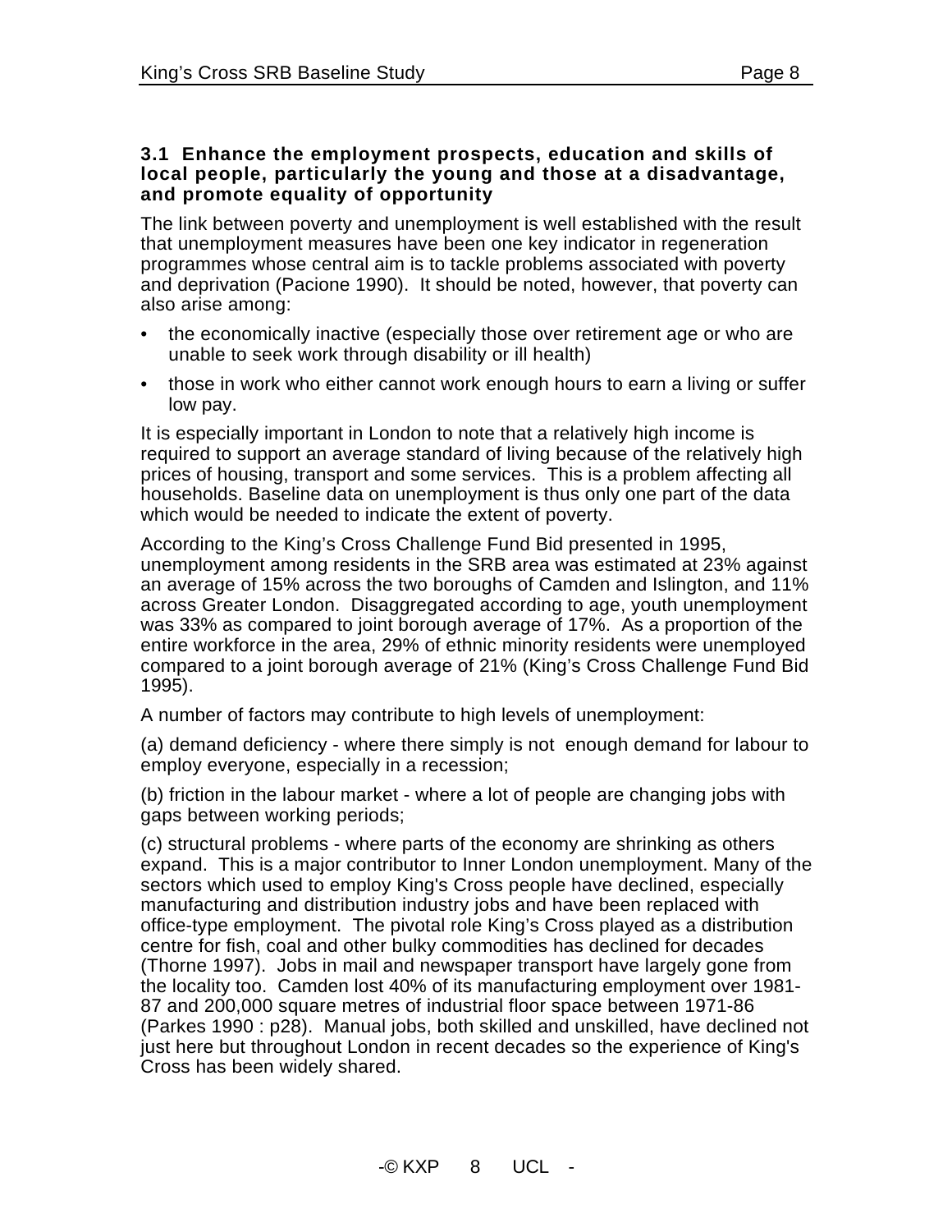### 3.1 Enhance the employment prospects, education and skills of local people, particularly the young and those at a disadvantage, and promote equality of opportunity

The link between poverty and unemployment is well established with the result that unemployment measures have been one key indicator in regeneration programmes whose central aim is to tackle problems associated with poverty and deprivation (Pacione 1990). It should be noted, however, that poverty can also arise among:

- the economically inactive (especially those over retirement age or who are unable to seek work through disability or ill health)
- those in work who either cannot work enough hours to earn a living or suffer low pay.

It is especially important in London to note that a relatively high income is required to support an average standard of living because of the relatively high prices of housing, transport and some services. This is a problem affecting all households. Baseline data on unemployment is thus only one part of the data which would be needed to indicate the extent of poverty.

According to the King's Cross Challenge Fund Bid presented in 1995, unemployment among residents in the SRB area was estimated at 23% against an average of 15% across the two boroughs of Camden and Islington, and 11% across Greater London. Disaggregated according to age, youth unemployment was 33% as compared to joint borough average of 17%. As a proportion of the entire workforce in the area, 29% of ethnic minority residents were unemployed compared to a joint borough average of 21% (King's Cross Challenge Fund Bid 1995).

A number of factors may contribute to high levels of unemployment:

(a) demand deficiency - where there simply is not enough demand for labour to employ everyone, especially in a recession;

(b) friction in the labour market - where a lot of people are changing jobs with gaps between working periods;

(c) structural problems - where parts of the economy are shrinking as others expand. This is a major contributor to Inner London unemployment. Many of the sectors which used to employ King's Cross people have declined, especially manufacturing and distribution industry jobs and have been replaced with office-type employment. The pivotal role King's Cross played as a distribution centre for fish, coal and other bulky commodities has declined for decades (Thorne 1997). Jobs in mail and newspaper transport have largely gone from the locality too. Camden lost 40% of its manufacturing employment over 1981-87 and 200,000 square metres of industrial floor space between 1971-86 (Parkes 1990 : p28). Manual jobs, both skilled and unskilled, have declined not just here but throughout London in recent decades so the experience of King's Cross has been widely shared.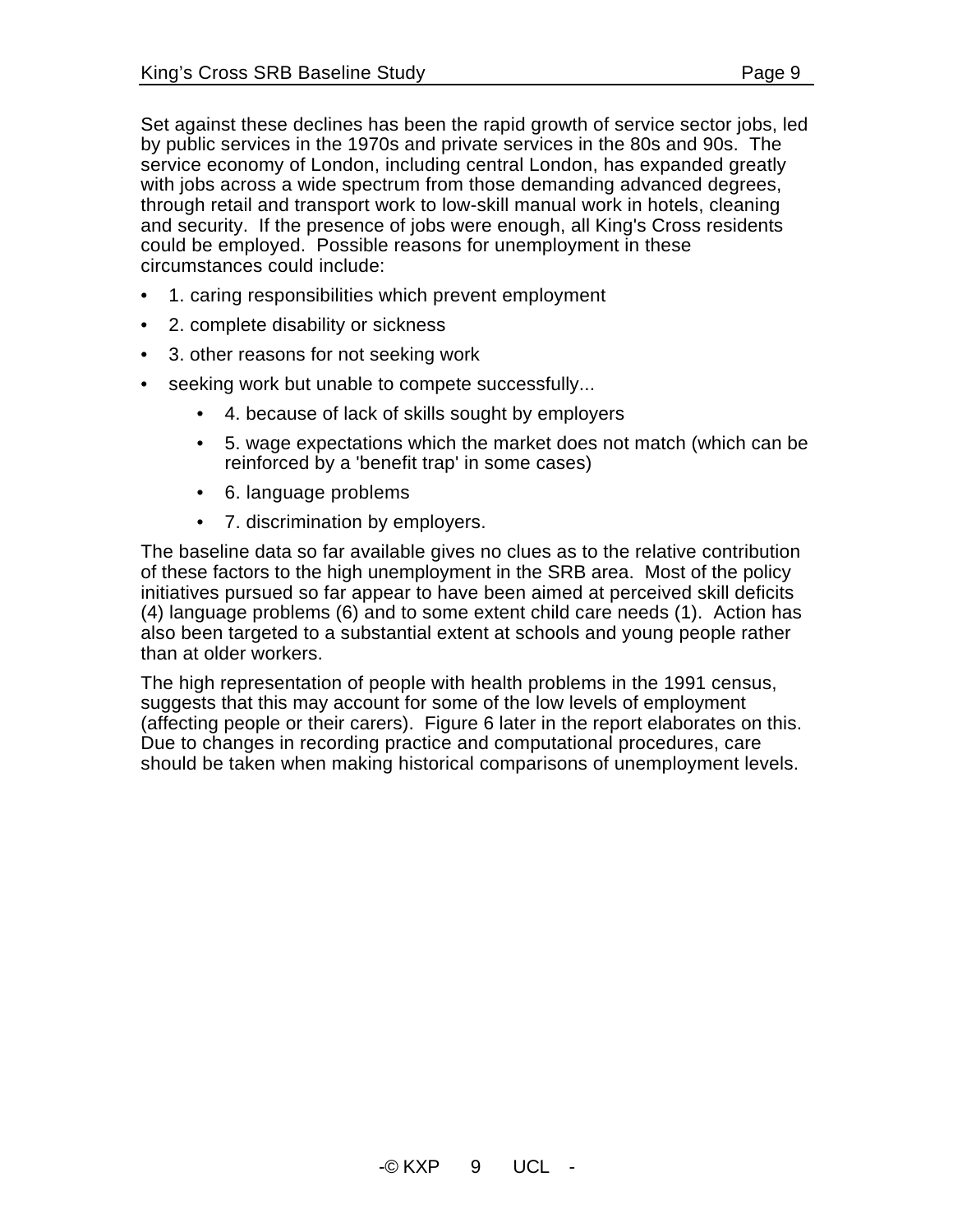Set against these declines has been the rapid growth of service sector jobs, led by public services in the 1970s and private services in the 80s and 90s. The service economy of London, including central London, has expanded greatly with jobs across a wide spectrum from those demanding advanced degrees, through retail and transport work to low-skill manual work in hotels, cleaning and security. If the presence of jobs were enough, all King's Cross residents could be employed. Possible reasons for unemployment in these circumstances could include:

- 1. caring responsibilities which prevent employment
- 2. complete disability or sickness
- 3. other reasons for not seeking work
- seeking work but unable to compete successfully...
    - 4. because of lack of skills sought by employers
    - 5. wage expectations which the market does not match (which can be reinforced by a 'benefit trap' in some cases)
    - 6. language problems
    - 7. discrimination by employers.

The baseline data so far available gives no clues as to the relative contribution of these factors to the high unemployment in the SRB area. Most of the policy initiatives pursued so far appear to have been aimed at perceived skill deficits (4) language problems (6) and to some extent child care needs (1). Action has also been targeted to a substantial extent at schools and young people rather than at older workers.

The high representation of people with health problems in the 1991 census, suggests that this may account for some of the low levels of employment (affecting people or their carers). Figure 6 later in the report elaborates on this. Due to changes in recording practice and computational procedures, care should be taken when making historical comparisons of unemployment levels.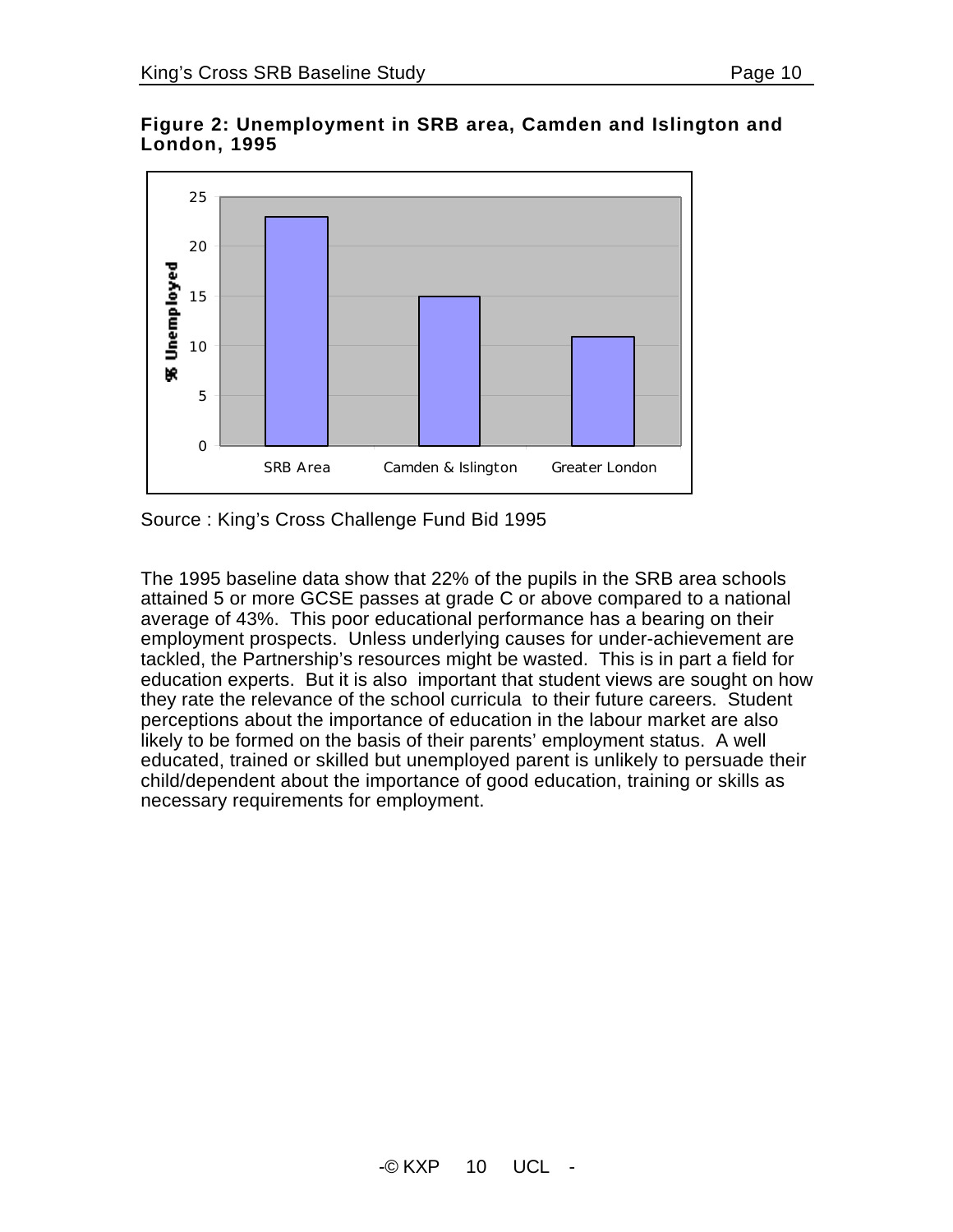**Figure 2: Unemployment in SRB area, Camden and Islington and London, 1995**

Source : King's Cross Challenge Fund Bid 1995

The 1995 baseline data show that 22% of the pupils in the SRB area schools attained 5 or more GCSE passes at grade C or above compared to a national average of 43%. This poor educational performance has a bearing on their employment prospects. Unless underlying causes for under-achievement are tackled, the Partnership's resources might be wasted. This is in part a field for education experts. But it is also important that student views are sought on how they rate the relevance of the school curricula to their future careers. Student perceptions about the importance of education in the labour market are also likely to be formed on the basis of their parents' employment status. A well educated, trained or skilled but unemployed parent is unlikely to persuade their child/dependent about the importance of good education, training or skills as necessary requirements for employment.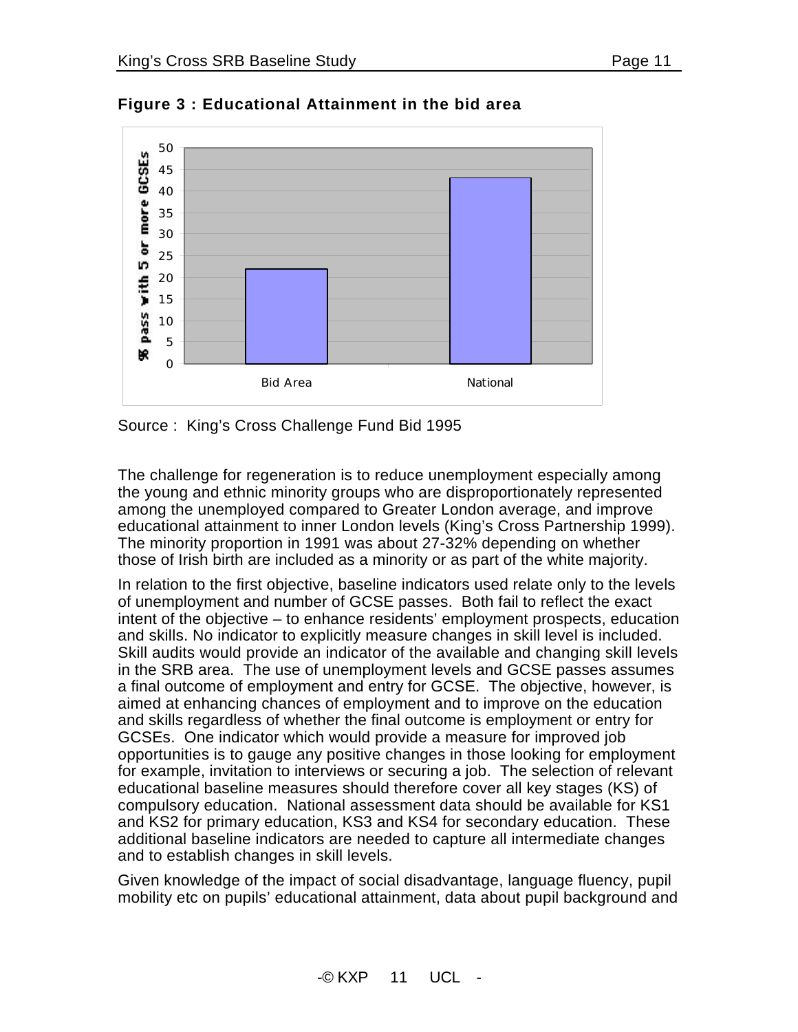**Figure 3 : Educational Attainment in the bid area**

Source : King's Cross Challenge Fund Bid 1995

The challenge for regeneration is to reduce unemployment especially among the young and ethnic minority groups who are disproportionately represented among the unemployed compared to Greater London average, and improve educational attainment to inner London levels (King's Cross Partnership 1999). The minority proportion in 1991 was about 27-32% depending on whether those of Irish birth are included as a minority or as part of the white majority.

In relation to the first objective, baseline indicators used relate only to the levels of unemployment and number of GCSE passes. Both fail to reflect the exact intent of the objective – to enhance residents' employment prospects, education and skills. No indicator to explicitly measure changes in skill level is included. Skill audits would provide an indicator of the available and changing skill levels in the SRB area. The use of unemployment levels and GCSE passes assumes a final outcome of employment and entry for GCSE. The objective, however, is aimed at enhancing chances of employment and to improve on the education and skills regardless of whether the final outcome is employment or entry for GCSEs. One indicator which would provide a measure for improved job opportunities is to gauge any positive changes in those looking for employment for example, invitation to interviews or securing a job. The selection of relevant educational baseline measures should therefore cover all key stages (KS) of compulsory education. National assessment data should be available for KS1 and KS2 for primary education, KS3 and KS4 for secondary education. These additional baseline indicators are needed to capture all intermediate changes and to establish changes in skill levels.

Given knowledge of the impact of social disadvantage, language fluency, pupil mobility etc on pupils' educational attainment, data about pupil background and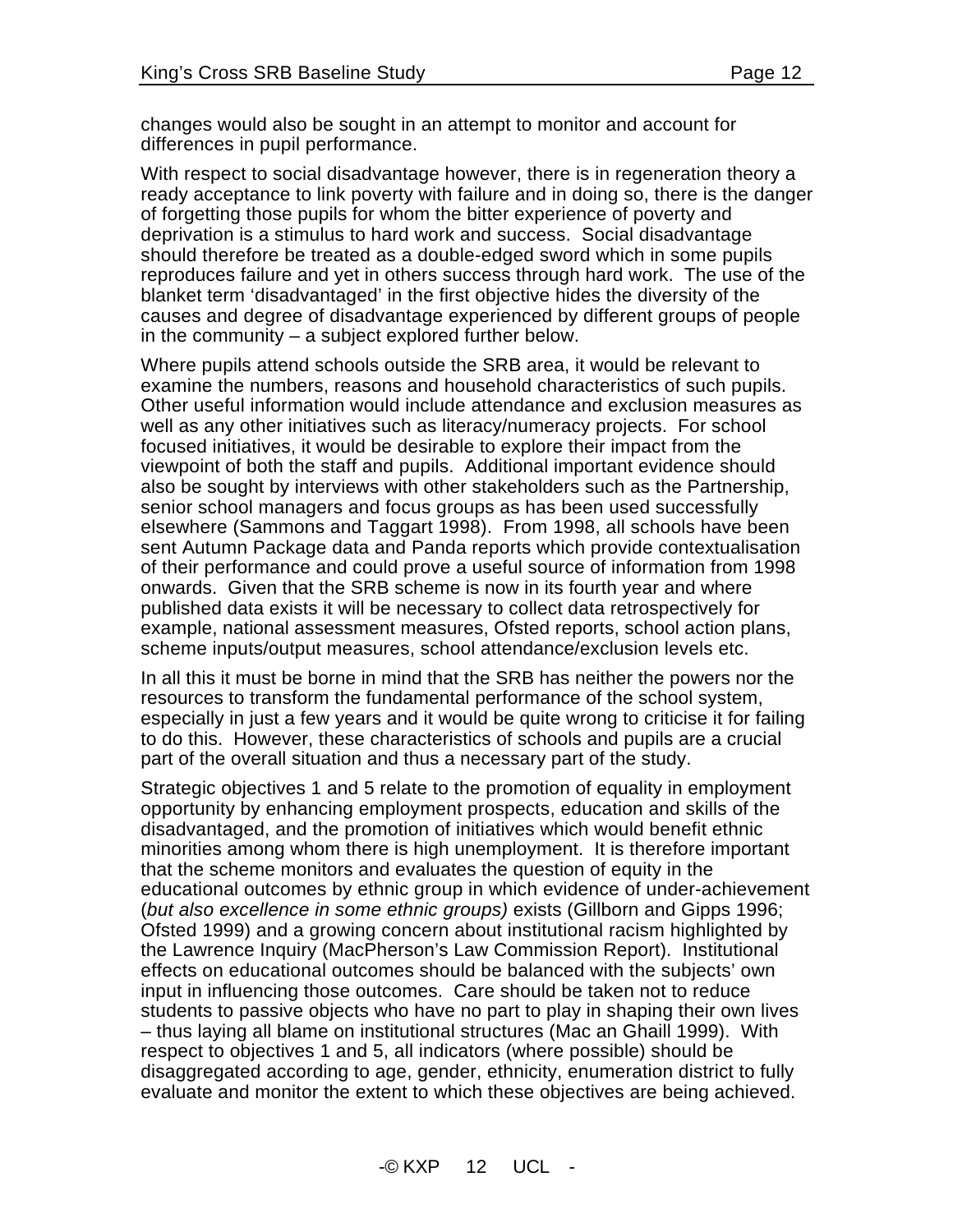changes would also be sought in an attempt to monitor and account for differences in pupil performance.

With respect to social disadvantage however, there is in regeneration theory a ready acceptance to link poverty with failure and in doing so, there is the danger of forgetting those pupils for whom the bitter experience of poverty and deprivation is a stimulus to hard work and success. Social disadvantage should therefore be treated as a double-edged sword which in some pupils reproduces failure and yet in others success through hard work. The use of the blanket term 'disadvantaged' in the first objective hides the diversity of the causes and degree of disadvantage experienced by different groups of people in the community – a subject explored further below.

Where pupils attend schools outside the SRB area, it would be relevant to examine the numbers, reasons and household characteristics of such pupils. Other useful information would include attendance and exclusion measures as well as any other initiatives such as literacy/numeracy projects. For school focused initiatives, it would be desirable to explore their impact from the viewpoint of both the staff and pupils. Additional important evidence should also be sought by interviews with other stakeholders such as the Partnership, senior school managers and focus groups as has been used successfully elsewhere (Sammons and Taggart 1998). From 1998, all schools have been sent Autumn Package data and Panda reports which provide contextualisation of their performance and could prove a useful source of information from 1998 onwards. Given that the SRB scheme is now in its fourth year and where published data exists it will be necessary to collect data retrospectively for example, national assessment measures, Ofsted reports, school action plans, scheme inputs/output measures, school attendance/exclusion levels etc.

In all this it must be borne in mind that the SRB has neither the powers nor the resources to transform the fundamental performance of the school system, especially in just a few years and it would be quite wrong to criticise it for failing to do this. However, these characteristics of schools and pupils are a crucial part of the overall situation and thus a necessary part of the study.

Strategic objectives 1 and 5 relate to the promotion of equality in employment opportunity by enhancing employment prospects, education and skills of the disadvantaged, and the promotion of initiatives which would benefit ethnic minorities among whom there is high unemployment. It is therefore important that the scheme monitors and evaluates the question of equity in the educational outcomes by ethnic group in which evidence of under-achievement (*but also excellence in some ethnic groups)* exists (Gillborn and Gipps 1996; Ofsted 1999) and a growing concern about institutional racism highlighted by the Lawrence Inquiry (MacPherson's Law Commission Report). Institutional effects on educational outcomes should be balanced with the subjects' own input in influencing those outcomes. Care should be taken not to reduce students to passive objects who have no part to play in shaping their own lives – thus laying all blame on institutional structures (Mac an Ghaill 1999). With respect to objectives 1 and 5, all indicators (where possible) should be disaggregated according to age, gender, ethnicity, enumeration district to fully evaluate and monitor the extent to which these objectives are being achieved.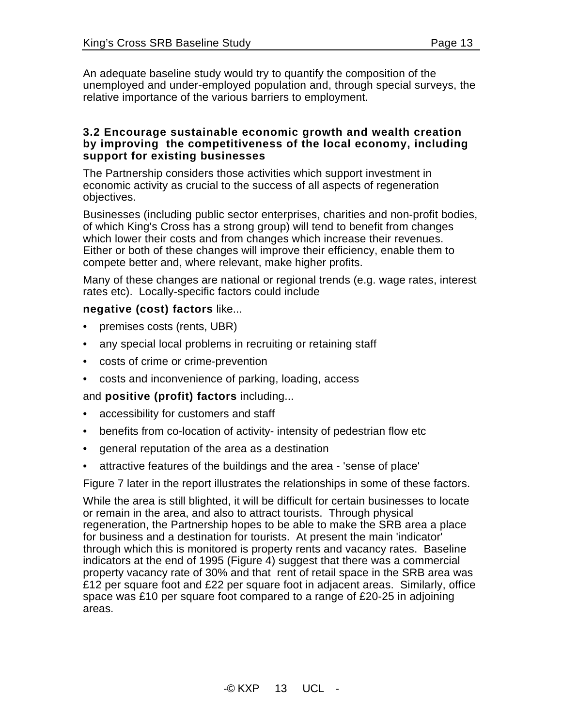An adequate baseline study would try to quantify the composition of the unemployed and under-employed population and, through special surveys, the relative importance of the various barriers to employment.

### 3.2 Encourage sustainable economic growth and wealth creation by improving the competitiveness of the local economy, including support for existing businesses

The Partnership considers those activities which support investment in economic activity as crucial to the success of all aspects of regeneration objectives.

Businesses (including public sector enterprises, charities and non-profit bodies, of which King's Cross has a strong group) will tend to benefit from changes which lower their costs and from changes which increase their revenues. Either or both of these changes will improve their efficiency, enable them to compete better and, where relevant, make higher profits.

Many of these changes are national or regional trends (e.g. wage rates, interest rates etc). Locally-specific factors could include

**negative (cost) factors** like...

- premises costs (rents, UBR)
- any special local problems in recruiting or retaining staff
- costs of crime or crime-prevention
- costs and inconvenience of parking, loading, access

and **positive (profit) factors** including...

- accessibility for customers and staff
- benefits from co-location of activity- intensity of pedestrian flow etc
- general reputation of the area as a destination
- attractive features of the buildings and the area - 'sense of place'

Figure 7 later in the report illustrates the relationships in some of these factors.

While the area is still blighted, it will be difficult for certain businesses to locate or remain in the area, and also to attract tourists. Through physical regeneration, the Partnership hopes to be able to make the SRB area a place for business and a destination for tourists. At present the main 'indicator' through which this is monitored is property rents and vacancy rates. Baseline indicators at the end of 1995 (Figure 4) suggest that there was a commercial property vacancy rate of 30% and that rent of retail space in the SRB area was £12 per square foot and £22 per square foot in adjacent areas. Similarly, office space was £10 per square foot compared to a range of £20-25 in adjoining areas.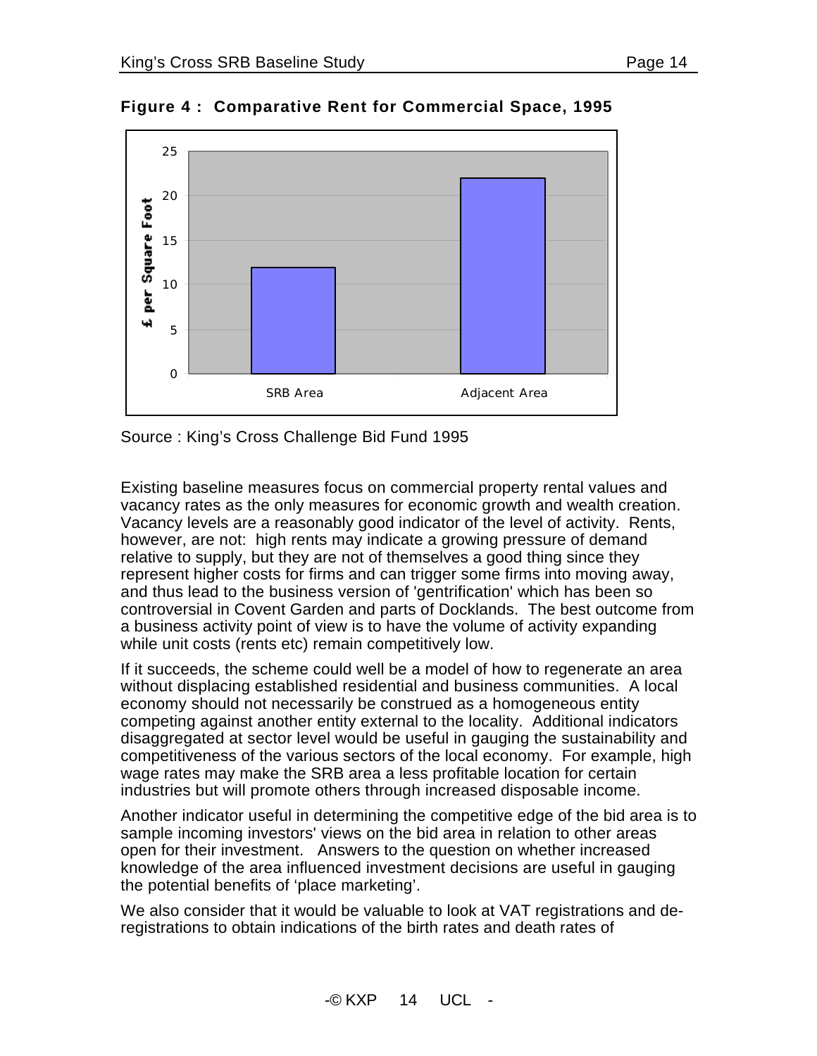**Figure 4 : Comparative Rent for Commercial Space, 1995**

Source : King's Cross Challenge Bid Fund 1995

Existing baseline measures focus on commercial property rental values and vacancy rates as the only measures for economic growth and wealth creation. Vacancy levels are a reasonably good indicator of the level of activity. Rents, however, are not: high rents may indicate a growing pressure of demand relative to supply, but they are not of themselves a good thing since they represent higher costs for firms and can trigger some firms into moving away, and thus lead to the business version of 'gentrification' which has been so controversial in Covent Garden and parts of Docklands. The best outcome from a business activity point of view is to have the volume of activity expanding while unit costs (rents etc) remain competitively low.

If it succeeds, the scheme could well be a model of how to regenerate an area without displacing established residential and business communities. A local economy should not necessarily be construed as a homogeneous entity competing against another entity external to the locality. Additional indicators disaggregated at sector level would be useful in gauging the sustainability and competitiveness of the various sectors of the local economy. For example, high wage rates may make the SRB area a less profitable location for certain industries but will promote others through increased disposable income.

Another indicator useful in determining the competitive edge of the bid area is to sample incoming investors' views on the bid area in relation to other areas open for their investment. Answers to the question on whether increased knowledge of the area influenced investment decisions are useful in gauging the potential benefits of 'place marketing'.

We also consider that it would be valuable to look at VAT registrations and de-registrations to obtain indications of the birth rates and death rates of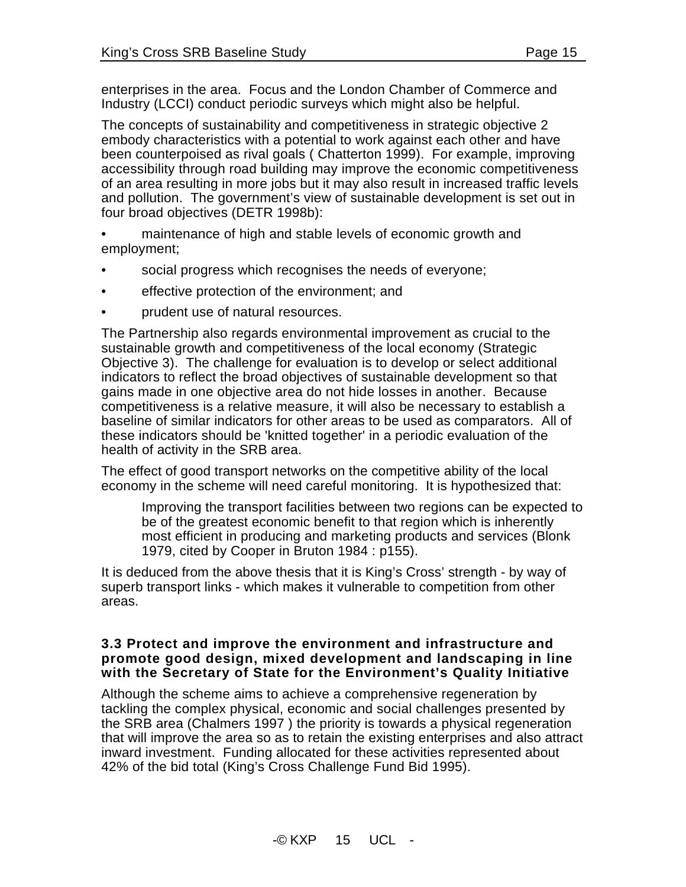enterprises in the area. Focus and the London Chamber of Commerce and Industry (LCCI) conduct periodic surveys which might also be helpful.

The concepts of sustainability and competitiveness in strategic objective 2 embody characteristics with a potential to work against each other and have been counterpoised as rival goals ( Chatterton 1999). For example, improving accessibility through road building may improve the economic competitiveness of an area resulting in more jobs but it may also result in increased traffic levels and pollution. The government's view of sustainable development is set out in four broad objectives (DETR 1998b):

- maintenance of high and stable levels of economic growth and employment;
- social progress which recognises the needs of everyone;
- effective protection of the environment; and
- prudent use of natural resources.

The Partnership also regards environmental improvement as crucial to the sustainable growth and competitiveness of the local economy (Strategic Objective 3). The challenge for evaluation is to develop or select additional indicators to reflect the broad objectives of sustainable development so that gains made in one objective area do not hide losses in another. Because competitiveness is a relative measure, it will also be necessary to establish a baseline of similar indicators for other areas to be used as comparators. All of these indicators should be 'knitted together' in a periodic evaluation of the health of activity in the SRB area.

The effect of good transport networks on the competitive ability of the local economy in the scheme will need careful monitoring. It is hypothesized that:

> Improving the transport facilities between two regions can be expected to be of the greatest economic benefit to that region which is inherently most efficient in producing and marketing products and services (Blonk 1979, cited by Cooper in Bruton 1984 : p155).

It is deduced from the above thesis that it is King's Cross' strength - by way of superb transport links - which makes it vulnerable to competition from other areas.

### 3.3 Protect and improve the environment and infrastructure and promote good design, mixed development and landscaping in line with the Secretary of State for the Environment's Quality Initiative

Although the scheme aims to achieve a comprehensive regeneration by tackling the complex physical, economic and social challenges presented by the SRB area (Chalmers 1997 ) the priority is towards a physical regeneration that will improve the area so as to retain the existing enterprises and also attract inward investment. Funding allocated for these activities represented about 42% of the bid total (King's Cross Challenge Fund Bid 1995).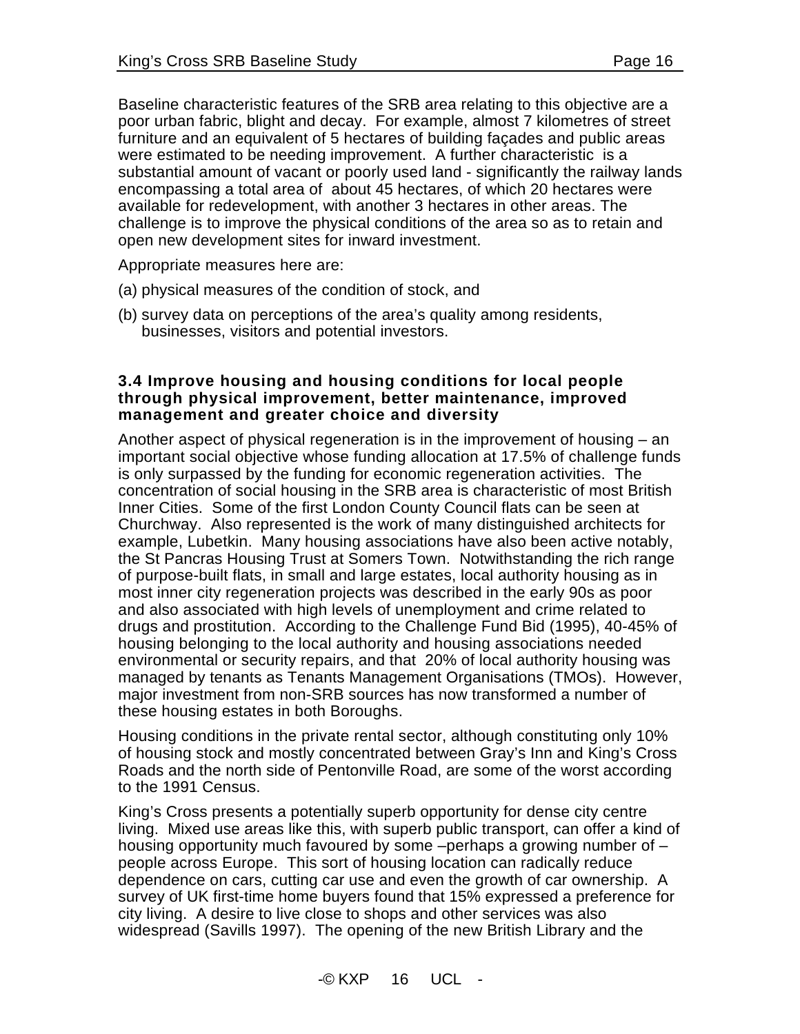Baseline characteristic features of the SRB area relating to this objective are a poor urban fabric, blight and decay. For example, almost 7 kilometres of street furniture and an equivalent of 5 hectares of building façades and public areas were estimated to be needing improvement. A further characteristic is a substantial amount of vacant or poorly used land - significantly the railway lands encompassing a total area of about 45 hectares, of which 20 hectares were available for redevelopment, with another 3 hectares in other areas. The challenge is to improve the physical conditions of the area so as to retain and open new development sites for inward investment.

Appropriate measures here are:

(a) physical measures of the condition of stock, and

(b) survey data on perceptions of the area's quality among residents, businesses, visitors and potential investors.

### 3.4 Improve housing and housing conditions for local people through physical improvement, better maintenance, improved management and greater choice and diversity

Another aspect of physical regeneration is in the improvement of housing – an important social objective whose funding allocation at 17.5% of challenge funds is only surpassed by the funding for economic regeneration activities. The concentration of social housing in the SRB area is characteristic of most British Inner Cities. Some of the first London County Council flats can be seen at Churchway. Also represented is the work of many distinguished architects for example, Lubetkin. Many housing associations have also been active notably, the St Pancras Housing Trust at Somers Town. Notwithstanding the rich range of purpose-built flats, in small and large estates, local authority housing as in most inner city regeneration projects was described in the early 90s as poor and also associated with high levels of unemployment and crime related to drugs and prostitution. According to the Challenge Fund Bid (1995), 40-45% of housing belonging to the local authority and housing associations needed environmental or security repairs, and that 20% of local authority housing was managed by tenants as Tenants Management Organisations (TMOs). However, major investment from non-SRB sources has now transformed a number of these housing estates in both Boroughs.

Housing conditions in the private rental sector, although constituting only 10% of housing stock and mostly concentrated between Gray's Inn and King's Cross Roads and the north side of Pentonville Road, are some of the worst according to the 1991 Census.

King's Cross presents a potentially superb opportunity for dense city centre living. Mixed use areas like this, with superb public transport, can offer a kind of housing opportunity much favoured by some –perhaps a growing number of – people across Europe. This sort of housing location can radically reduce dependence on cars, cutting car use and even the growth of car ownership. A survey of UK first-time home buyers found that 15% expressed a preference for city living. A desire to live close to shops and other services was also widespread (Savills 1997). The opening of the new British Library and the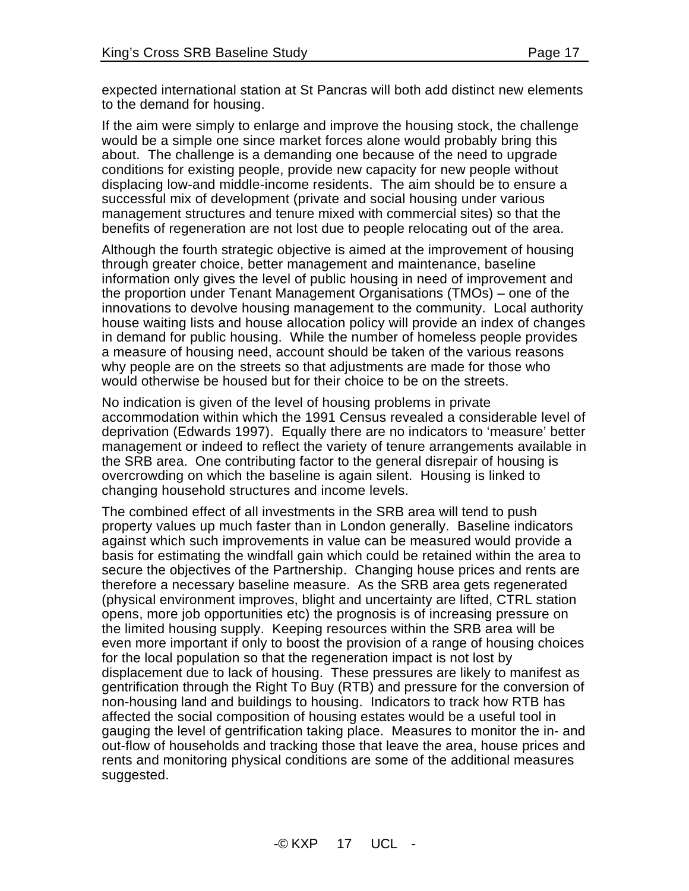expected international station at St Pancras will both add distinct new elements to the demand for housing.

If the aim were simply to enlarge and improve the housing stock, the challenge would be a simple one since market forces alone would probably bring this about. The challenge is a demanding one because of the need to upgrade conditions for existing people, provide new capacity for new people without displacing low-and middle-income residents. The aim should be to ensure a successful mix of development (private and social housing under various management structures and tenure mixed with commercial sites) so that the benefits of regeneration are not lost due to people relocating out of the area.

Although the fourth strategic objective is aimed at the improvement of housing through greater choice, better management and maintenance, baseline information only gives the level of public housing in need of improvement and the proportion under Tenant Management Organisations (TMOs) – one of the innovations to devolve housing management to the community. Local authority house waiting lists and house allocation policy will provide an index of changes in demand for public housing. While the number of homeless people provides a measure of housing need, account should be taken of the various reasons why people are on the streets so that adjustments are made for those who would otherwise be housed but for their choice to be on the streets.

No indication is given of the level of housing problems in private accommodation within which the 1991 Census revealed a considerable level of deprivation (Edwards 1997). Equally there are no indicators to 'measure' better management or indeed to reflect the variety of tenure arrangements available in the SRB area. One contributing factor to the general disrepair of housing is overcrowding on which the baseline is again silent. Housing is linked to changing household structures and income levels.

The combined effect of all investments in the SRB area will tend to push property values up much faster than in London generally. Baseline indicators against which such improvements in value can be measured would provide a basis for estimating the windfall gain which could be retained within the area to secure the objectives of the Partnership. Changing house prices and rents are therefore a necessary baseline measure. As the SRB area gets regenerated (physical environment improves, blight and uncertainty are lifted, CTRL station opens, more job opportunities etc) the prognosis is of increasing pressure on the limited housing supply. Keeping resources within the SRB area will be even more important if only to boost the provision of a range of housing choices for the local population so that the regeneration impact is not lost by displacement due to lack of housing. These pressures are likely to manifest as gentrification through the Right To Buy (RTB) and pressure for the conversion of non-housing land and buildings to housing. Indicators to track how RTB has affected the social composition of housing estates would be a useful tool in gauging the level of gentrification taking place. Measures to monitor the in- and out-flow of households and tracking those that leave the area, house prices and rents and monitoring physical conditions are some of the additional measures suggested.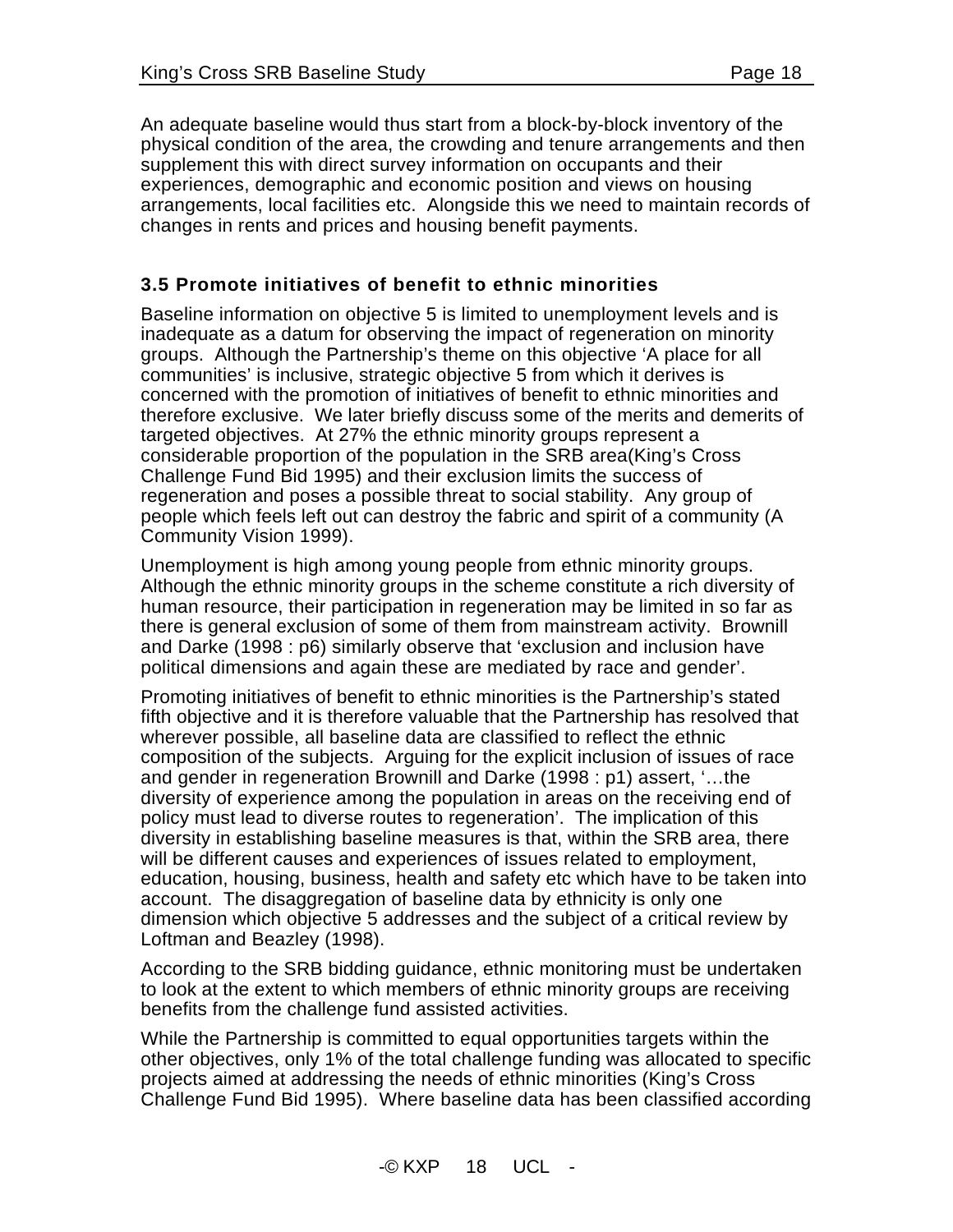An adequate baseline would thus start from a block-by-block inventory of the physical condition of the area, the crowding and tenure arrangements and then supplement this with direct survey information on occupants and their experiences, demographic and economic position and views on housing arrangements, local facilities etc. Alongside this we need to maintain records of changes in rents and prices and housing benefit payments.

### 3.5 Promote initiatives of benefit to ethnic minorities

Baseline information on objective 5 is limited to unemployment levels and is inadequate as a datum for observing the impact of regeneration on minority groups. Although the Partnership's theme on this objective 'A place for all communities' is inclusive, strategic objective 5 from which it derives is concerned with the promotion of initiatives of benefit to ethnic minorities and therefore exclusive. We later briefly discuss some of the merits and demerits of targeted objectives. At 27% the ethnic minority groups represent a considerable proportion of the population in the SRB area(King's Cross Challenge Fund Bid 1995) and their exclusion limits the success of regeneration and poses a possible threat to social stability. Any group of people which feels left out can destroy the fabric and spirit of a community (A Community Vision 1999).

Unemployment is high among young people from ethnic minority groups. Although the ethnic minority groups in the scheme constitute a rich diversity of human resource, their participation in regeneration may be limited in so far as there is general exclusion of some of them from mainstream activity. Brownill and Darke (1998 : p6) similarly observe that 'exclusion and inclusion have political dimensions and again these are mediated by race and gender'.

Promoting initiatives of benefit to ethnic minorities is the Partnership's stated fifth objective and it is therefore valuable that the Partnership has resolved that wherever possible, all baseline data are classified to reflect the ethnic composition of the subjects. Arguing for the explicit inclusion of issues of race and gender in regeneration Brownill and Darke (1998 : p1) assert, '…the diversity of experience among the population in areas on the receiving end of policy must lead to diverse routes to regeneration'. The implication of this diversity in establishing baseline measures is that, within the SRB area, there will be different causes and experiences of issues related to employment, education, housing, business, health and safety etc which have to be taken into account. The disaggregation of baseline data by ethnicity is only one dimension which objective 5 addresses and the subject of a critical review by Loftman and Beazley (1998).

According to the SRB bidding guidance, ethnic monitoring must be undertaken to look at the extent to which members of ethnic minority groups are receiving benefits from the challenge fund assisted activities.

While the Partnership is committed to equal opportunities targets within the other objectives, only 1% of the total challenge funding was allocated to specific projects aimed at addressing the needs of ethnic minorities (King's Cross Challenge Fund Bid 1995). Where baseline data has been classified according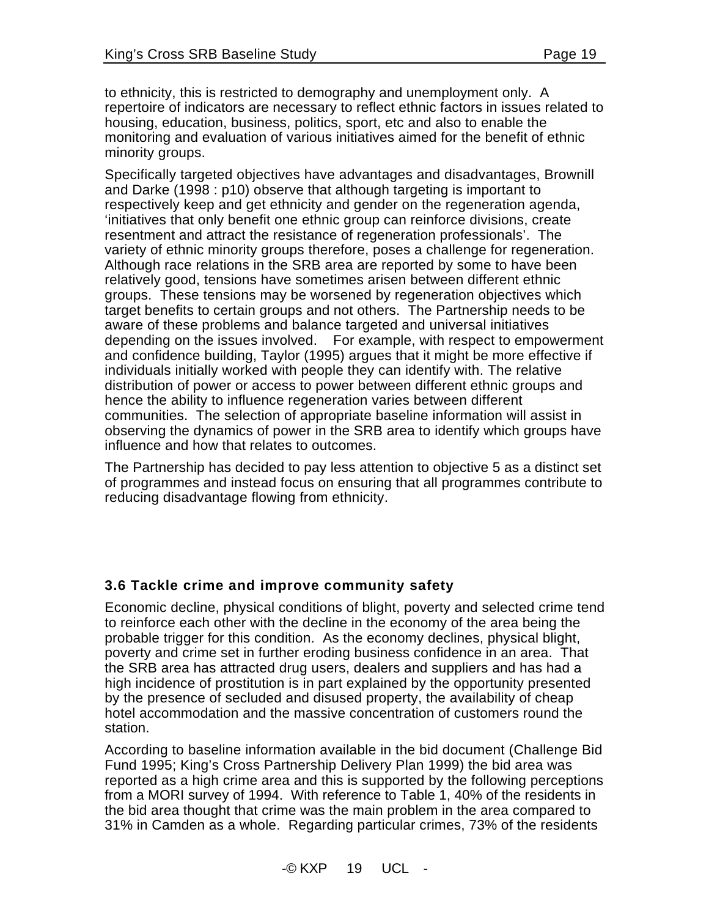to ethnicity, this is restricted to demography and unemployment only. A repertoire of indicators are necessary to reflect ethnic factors in issues related to housing, education, business, politics, sport, etc and also to enable the monitoring and evaluation of various initiatives aimed for the benefit of ethnic minority groups.

Specifically targeted objectives have advantages and disadvantages, Brownill and Darke (1998 : p10) observe that although targeting is important to respectively keep and get ethnicity and gender on the regeneration agenda, 'initiatives that only benefit one ethnic group can reinforce divisions, create resentment and attract the resistance of regeneration professionals'. The variety of ethnic minority groups therefore, poses a challenge for regeneration. Although race relations in the SRB area are reported by some to have been relatively good, tensions have sometimes arisen between different ethnic groups. These tensions may be worsened by regeneration objectives which target benefits to certain groups and not others. The Partnership needs to be aware of these problems and balance targeted and universal initiatives depending on the issues involved. For example, with respect to empowerment and confidence building, Taylor (1995) argues that it might be more effective if individuals initially worked with people they can identify with. The relative distribution of power or access to power between different ethnic groups and hence the ability to influence regeneration varies between different communities. The selection of appropriate baseline information will assist in observing the dynamics of power in the SRB area to identify which groups have influence and how that relates to outcomes.

The Partnership has decided to pay less attention to objective 5 as a distinct set of programmes and instead focus on ensuring that all programmes contribute to reducing disadvantage flowing from ethnicity.

### 3.6 Tackle crime and improve community safety

Economic decline, physical conditions of blight, poverty and selected crime tend to reinforce each other with the decline in the economy of the area being the probable trigger for this condition. As the economy declines, physical blight, poverty and crime set in further eroding business confidence in an area. That the SRB area has attracted drug users, dealers and suppliers and has had a high incidence of prostitution is in part explained by the opportunity presented by the presence of secluded and disused property, the availability of cheap hotel accommodation and the massive concentration of customers round the station.

According to baseline information available in the bid document (Challenge Bid Fund 1995; King's Cross Partnership Delivery Plan 1999) the bid area was reported as a high crime area and this is supported by the following perceptions from a MORI survey of 1994. With reference to Table 1, 40% of the residents in the bid area thought that crime was the main problem in the area compared to 31% in Camden as a whole. Regarding particular crimes, 73% of the residents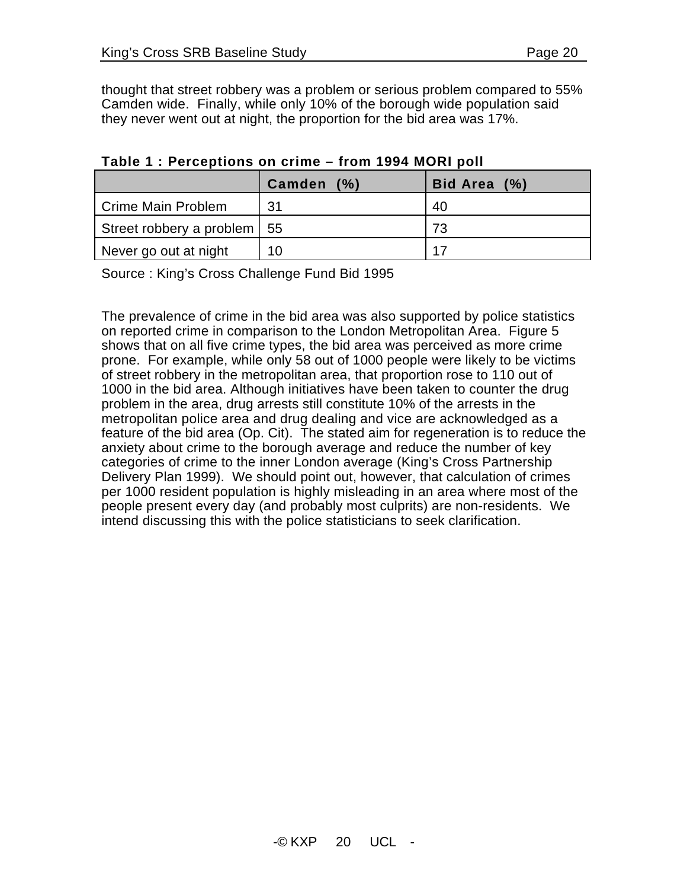thought that street robbery was a problem or serious problem compared to 55% Camden wide. Finally, while only 10% of the borough wide population said they never went out at night, the proportion for the bid area was 17%.

**Table 1 : Perceptions on crime – from 1994 MORI poll**

| | Camden (%) | Bid Area (%) |
|---|---|---|
| Crime Main Problem | 31 | 40 |
| Street robbery a problem | 55 | 73 |
| Never go out at night | 10 | 17 |

Source : King's Cross Challenge Fund Bid 1995

The prevalence of crime in the bid area was also supported by police statistics on reported crime in comparison to the London Metropolitan Area. Figure 5 shows that on all five crime types, the bid area was perceived as more crime prone. For example, while only 58 out of 1000 people were likely to be victims of street robbery in the metropolitan area, that proportion rose to 110 out of 1000 in the bid area. Although initiatives have been taken to counter the drug problem in the area, drug arrests still constitute 10% of the arrests in the metropolitan police area and drug dealing and vice are acknowledged as a feature of the bid area (Op. Cit). The stated aim for regeneration is to reduce the anxiety about crime to the borough average and reduce the number of key categories of crime to the inner London average (King's Cross Partnership Delivery Plan 1999). We should point out, however, that calculation of crimes per 1000 resident population is highly misleading in an area where most of the people present every day (and probably most culprits) are non-residents. We intend discussing this with the police statisticians to seek clarification.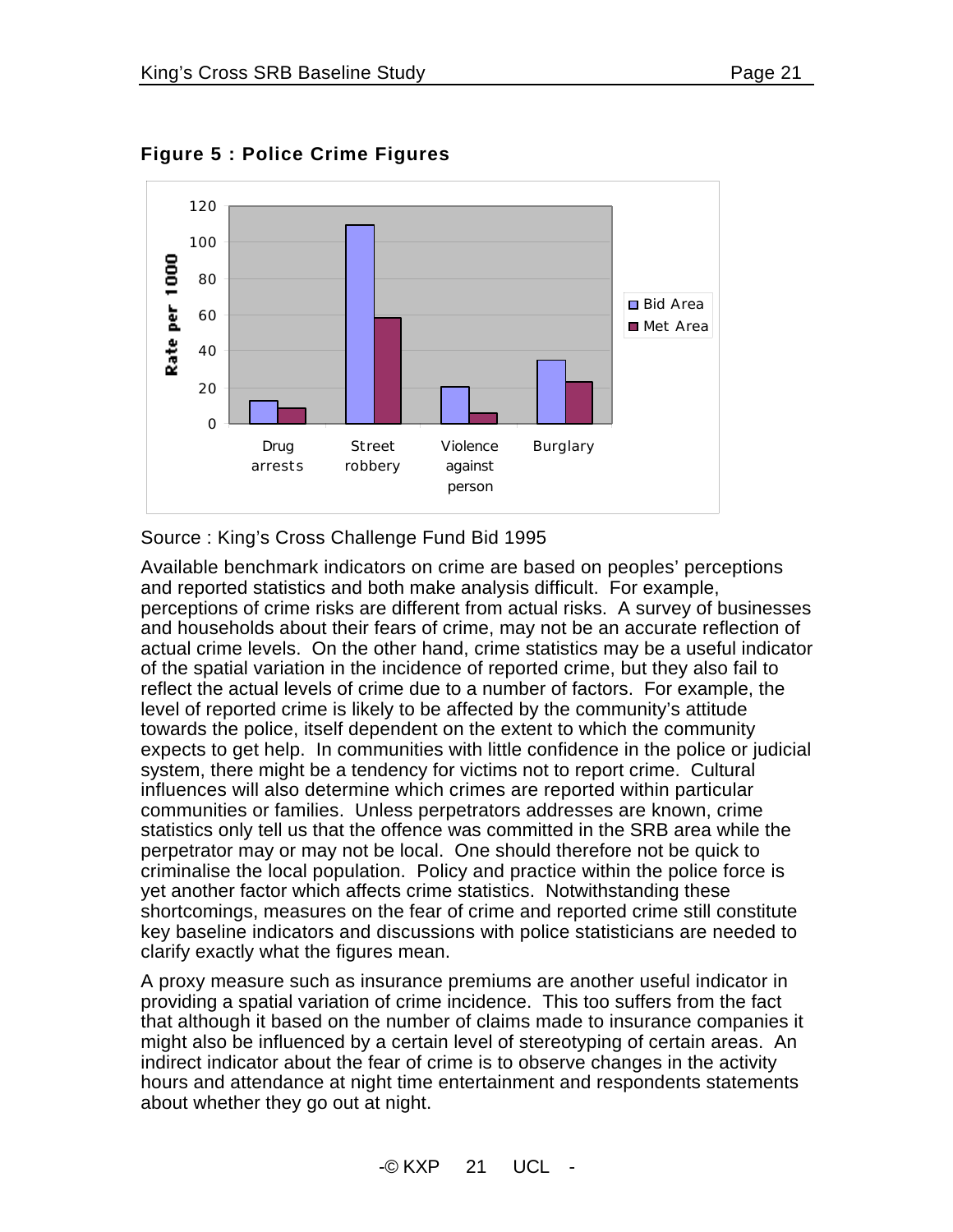**Figure 5 : Police Crime Figures**

Source : King's Cross Challenge Fund Bid 1995

Available benchmark indicators on crime are based on peoples' perceptions and reported statistics and both make analysis difficult. For example, perceptions of crime risks are different from actual risks. A survey of businesses and households about their fears of crime, may not be an accurate reflection of actual crime levels. On the other hand, crime statistics may be a useful indicator of the spatial variation in the incidence of reported crime, but they also fail to reflect the actual levels of crime due to a number of factors. For example, the level of reported crime is likely to be affected by the community's attitude towards the police, itself dependent on the extent to which the community expects to get help. In communities with little confidence in the police or judicial system, there might be a tendency for victims not to report crime. Cultural influences will also determine which crimes are reported within particular communities or families. Unless perpetrators addresses are known, crime statistics only tell us that the offence was committed in the SRB area while the perpetrator may or may not be local. One should therefore not be quick to criminalise the local population. Policy and practice within the police force is yet another factor which affects crime statistics. Notwithstanding these shortcomings, measures on the fear of crime and reported crime still constitute key baseline indicators and discussions with police statisticians are needed to clarify exactly what the figures mean.

A proxy measure such as insurance premiums are another useful indicator in providing a spatial variation of crime incidence. This too suffers from the fact that although it based on the number of claims made to insurance companies it might also be influenced by a certain level of stereotyping of certain areas. An indirect indicator about the fear of crime is to observe changes in the activity hours and attendance at night time entertainment and respondents statements about whether they go out at night.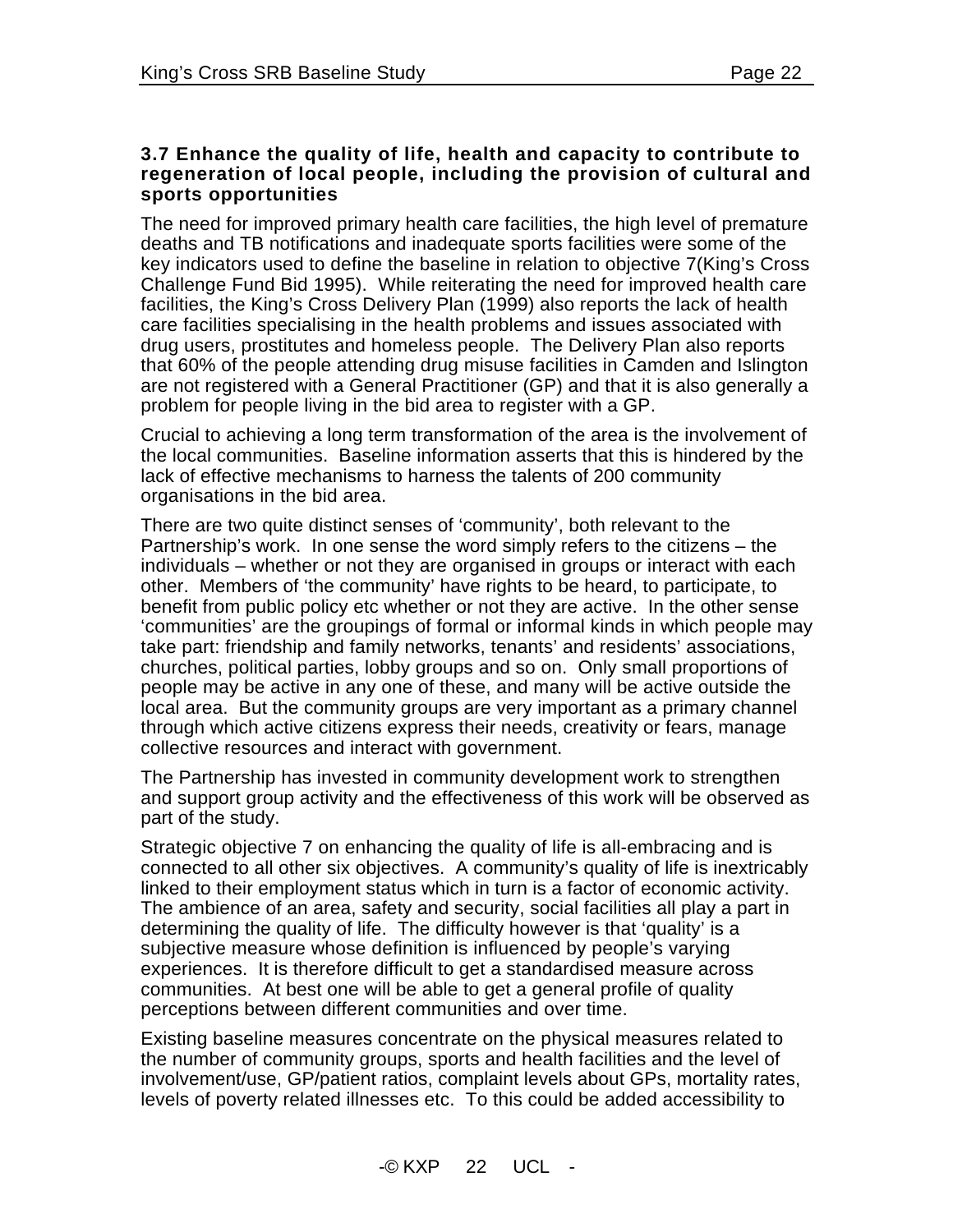### 3.7 Enhance the quality of life, health and capacity to contribute to regeneration of local people, including the provision of cultural and sports opportunities

The need for improved primary health care facilities, the high level of premature deaths and TB notifications and inadequate sports facilities were some of the key indicators used to define the baseline in relation to objective 7(King's Cross Challenge Fund Bid 1995). While reiterating the need for improved health care facilities, the King's Cross Delivery Plan (1999) also reports the lack of health care facilities specialising in the health problems and issues associated with drug users, prostitutes and homeless people. The Delivery Plan also reports that 60% of the people attending drug misuse facilities in Camden and Islington are not registered with a General Practitioner (GP) and that it is also generally a problem for people living in the bid area to register with a GP.

Crucial to achieving a long term transformation of the area is the involvement of the local communities. Baseline information asserts that this is hindered by the lack of effective mechanisms to harness the talents of 200 community organisations in the bid area.

There are two quite distinct senses of 'community', both relevant to the Partnership's work. In one sense the word simply refers to the citizens – the individuals – whether or not they are organised in groups or interact with each other. Members of 'the community' have rights to be heard, to participate, to benefit from public policy etc whether or not they are active. In the other sense 'communities' are the groupings of formal or informal kinds in which people may take part: friendship and family networks, tenants' and residents' associations, churches, political parties, lobby groups and so on. Only small proportions of people may be active in any one of these, and many will be active outside the local area. But the community groups are very important as a primary channel through which active citizens express their needs, creativity or fears, manage collective resources and interact with government.

The Partnership has invested in community development work to strengthen and support group activity and the effectiveness of this work will be observed as part of the study.

Strategic objective 7 on enhancing the quality of life is all-embracing and is connected to all other six objectives. A community's quality of life is inextricably linked to their employment status which in turn is a factor of economic activity. The ambience of an area, safety and security, social facilities all play a part in determining the quality of life. The difficulty however is that 'quality' is a subjective measure whose definition is influenced by people's varying experiences. It is therefore difficult to get a standardised measure across communities. At best one will be able to get a general profile of quality perceptions between different communities and over time.

Existing baseline measures concentrate on the physical measures related to the number of community groups, sports and health facilities and the level of involvement/use, GP/patient ratios, complaint levels about GPs, mortality rates, levels of poverty related illnesses etc. To this could be added accessibility to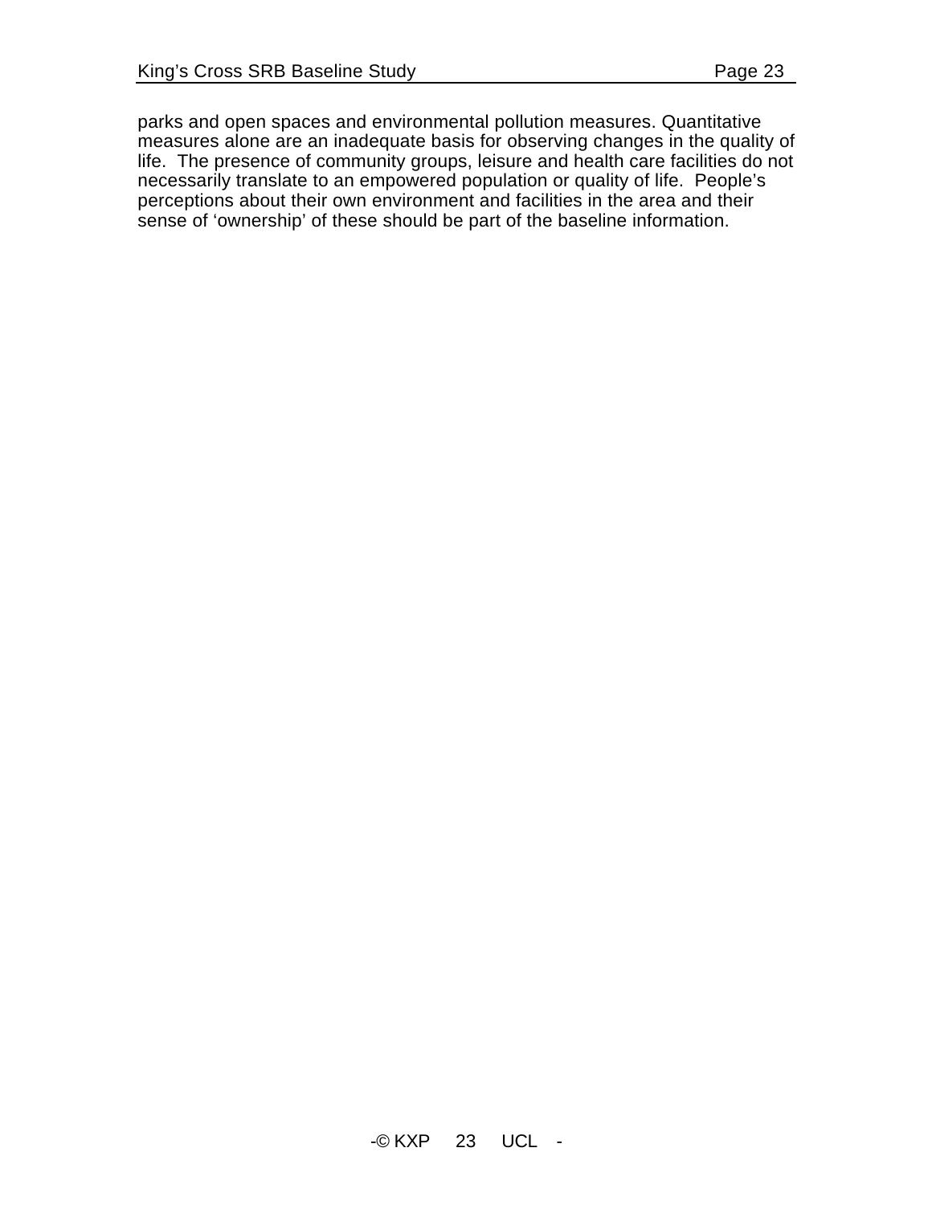parks and open spaces and environmental pollution measures. Quantitative measures alone are an inadequate basis for observing changes in the quality of life. The presence of community groups, leisure and health care facilities do not necessarily translate to an empowered population or quality of life. People's perceptions about their own environment and facilities in the area and their sense of 'ownership' of these should be part of the baseline information.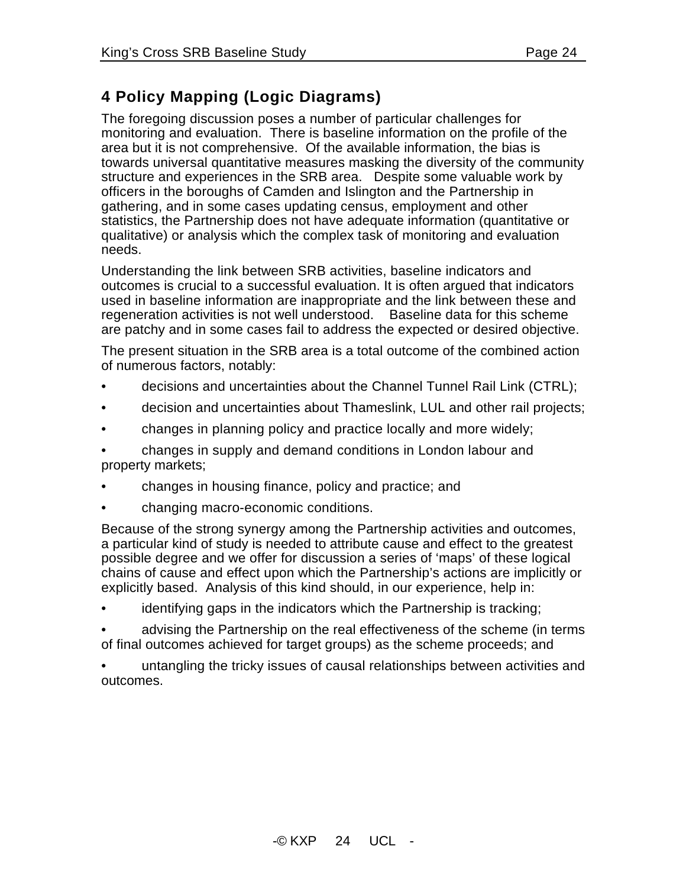# 4 Policy Mapping (Logic Diagrams)

The foregoing discussion poses a number of particular challenges for monitoring and evaluation. There is baseline information on the profile of the area but it is not comprehensive. Of the available information, the bias is towards universal quantitative measures masking the diversity of the community structure and experiences in the SRB area. Despite some valuable work by officers in the boroughs of Camden and Islington and the Partnership in gathering, and in some cases updating census, employment and other statistics, the Partnership does not have adequate information (quantitative or qualitative) or analysis which the complex task of monitoring and evaluation needs.

Understanding the link between SRB activities, baseline indicators and outcomes is crucial to a successful evaluation. It is often argued that indicators used in baseline information are inappropriate and the link between these and regeneration activities is not well understood. Baseline data for this scheme are patchy and in some cases fail to address the expected or desired objective.

The present situation in the SRB area is a total outcome of the combined action of numerous factors, notably:

- decisions and uncertainties about the Channel Tunnel Rail Link (CTRL);
- decision and uncertainties about Thameslink, LUL and other rail projects;
- changes in planning policy and practice locally and more widely;
- changes in supply and demand conditions in London labour and property markets;
- changes in housing finance, policy and practice; and
- changing macro-economic conditions.

Because of the strong synergy among the Partnership activities and outcomes, a particular kind of study is needed to attribute cause and effect to the greatest possible degree and we offer for discussion a series of 'maps' of these logical chains of cause and effect upon which the Partnership's actions are implicitly or explicitly based. Analysis of this kind should, in our experience, help in:

- identifying gaps in the indicators which the Partnership is tracking;
- advising the Partnership on the real effectiveness of the scheme (in terms of final outcomes achieved for target groups) as the scheme proceeds; and
- untangling the tricky issues of causal relationships between activities and outcomes.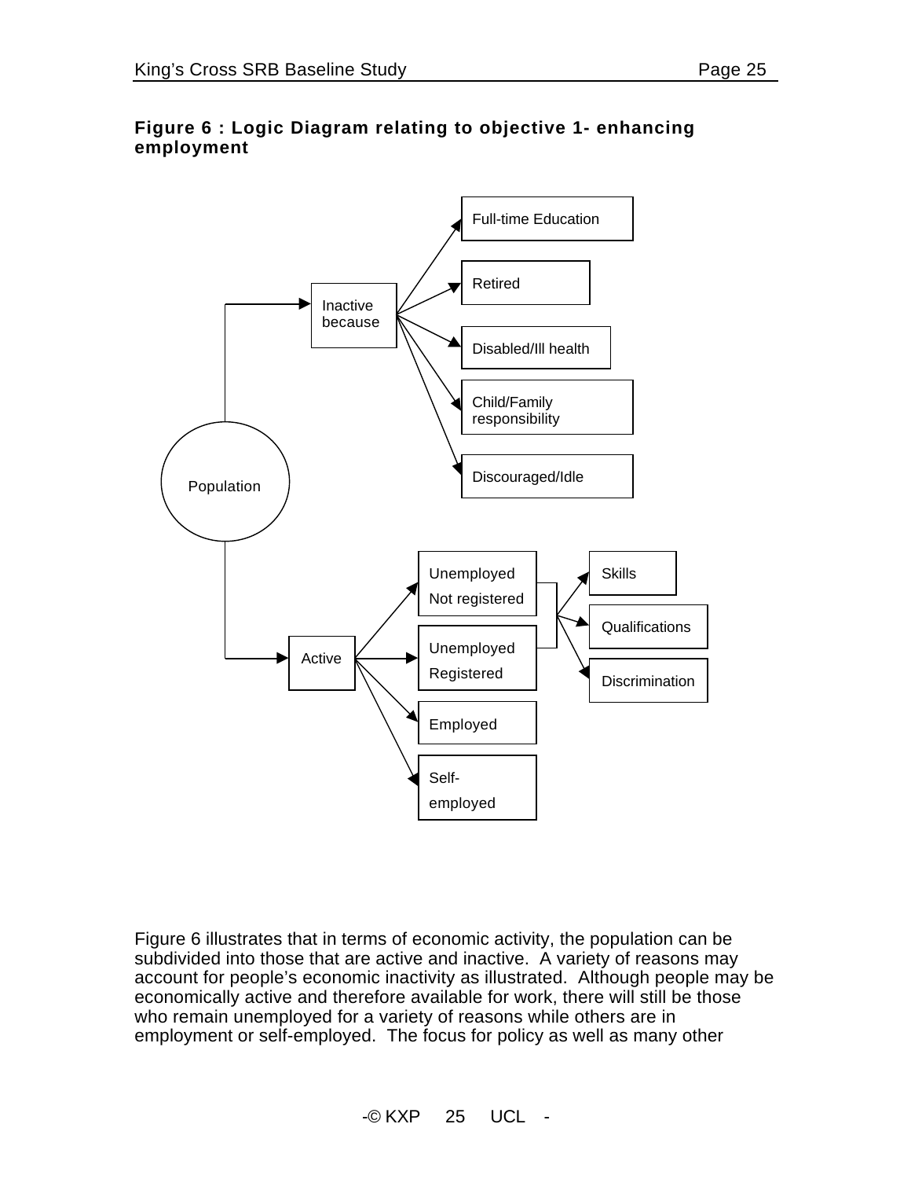**Figure 6 : Logic Diagram relating to objective 1- enhancing employment**

Population

Inactive because
- Full-time Education
- Retired
- Disabled/Ill health
- Child/Family responsibility
- Discouraged/Idle

Active
- Unemployed Not registered
- Unemployed Registered
- Employed
- Self-employed

Unemployed (Not registered / Registered)
- Skills
- Qualifications
- Discrimination

Figure 6 illustrates that in terms of economic activity, the population can be subdivided into those that are active and inactive. A variety of reasons may account for people's economic inactivity as illustrated. Although people may be economically active and therefore available for work, there will still be those who remain unemployed for a variety of reasons while others are in employment or self-employed. The focus for policy as well as many other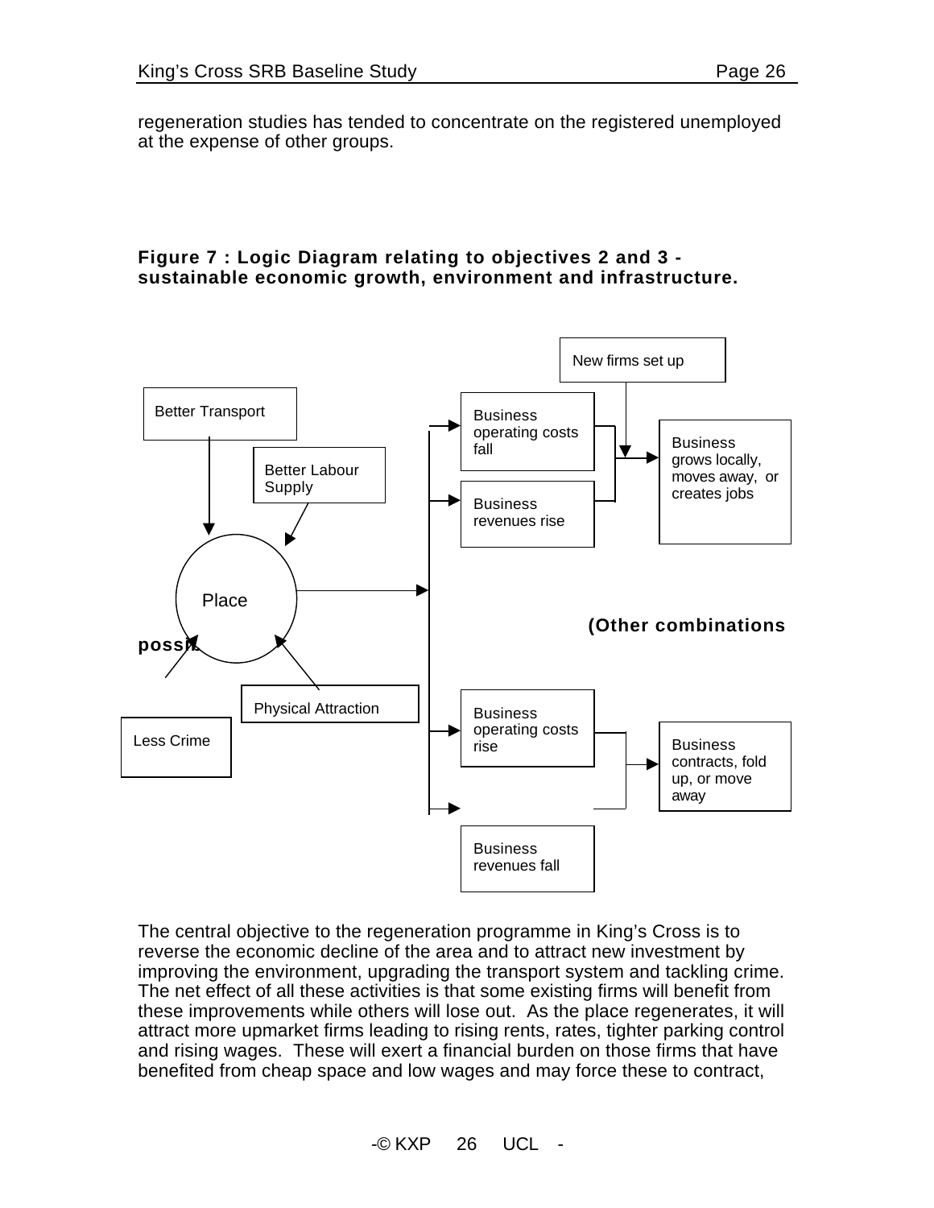regeneration studies has tended to concentrate on the registered unemployed at the expense of other groups.

**Figure 7 : Logic Diagram relating to objectives 2 and 3 - sustainable economic growth, environment and infrastructure.**

New firms set up

Better Transport

Better Labour Supply

Place

Less Crime

Physical Attraction

Business operating costs fall

Business revenues rise

Business grows locally, moves away, or creates jobs

**(Other combinations possible)**

Business operating costs rise

Business revenues fall

Business contracts, fold up, or move away

The central objective to the regeneration programme in King's Cross is to reverse the economic decline of the area and to attract new investment by improving the environment, upgrading the transport system and tackling crime. The net effect of all these activities is that some existing firms will benefit from these improvements while others will lose out. As the place regenerates, it will attract more upmarket firms leading to rising rents, rates, tighter parking control and rising wages. These will exert a financial burden on those firms that have benefited from cheap space and low wages and may force these to contract,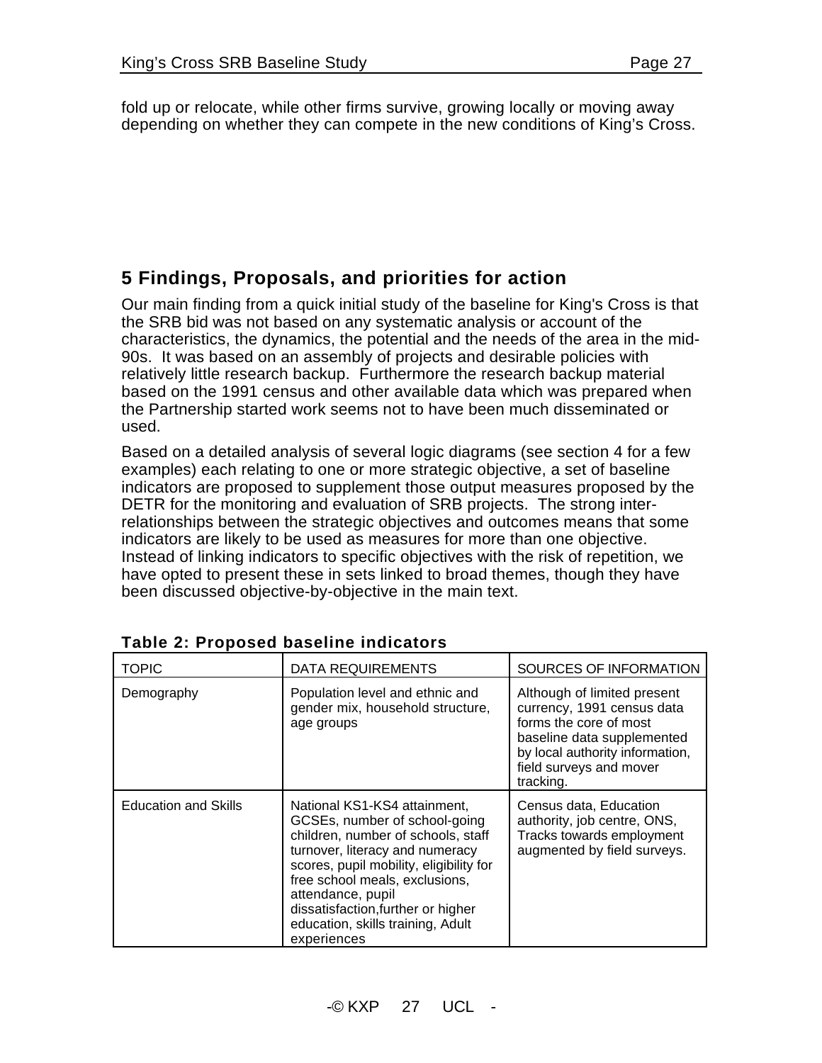fold up or relocate, while other firms survive, growing locally or moving away depending on whether they can compete in the new conditions of King's Cross.

## 5 Findings, Proposals, and priorities for action

Our main finding from a quick initial study of the baseline for King's Cross is that the SRB bid was not based on any systematic analysis or account of the characteristics, the dynamics, the potential and the needs of the area in the mid-90s. It was based on an assembly of projects and desirable policies with relatively little research backup. Furthermore the research backup material based on the 1991 census and other available data which was prepared when the Partnership started work seems not to have been much disseminated or used.

Based on a detailed analysis of several logic diagrams (see section 4 for a few examples) each relating to one or more strategic objective, a set of baseline indicators are proposed to supplement those output measures proposed by the DETR for the monitoring and evaluation of SRB projects. The strong inter-relationships between the strategic objectives and outcomes means that some indicators are likely to be used as measures for more than one objective. Instead of linking indicators to specific objectives with the risk of repetition, we have opted to present these in sets linked to broad themes, though they have been discussed objective-by-objective in the main text.

**Table 2: Proposed baseline indicators**

| TOPIC | DATA REQUIREMENTS | SOURCES OF INFORMATION |
|---|---|---|
| Demography | Population level and ethnic and gender mix, household structure, age groups | Although of limited present currency, 1991 census data forms the core of most baseline data supplemented by local authority information, field surveys and mover tracking. |
| Education and Skills | National KS1-KS4 attainment, GCSEs, number of school-going children, number of schools, staff turnover, literacy and numeracy scores, pupil mobility, eligibility for free school meals, exclusions, attendance, pupil dissatisfaction,further or higher education, skills training, Adult experiences | Census data, Education authority, job centre, ONS, Tracks towards employment augmented by field surveys. |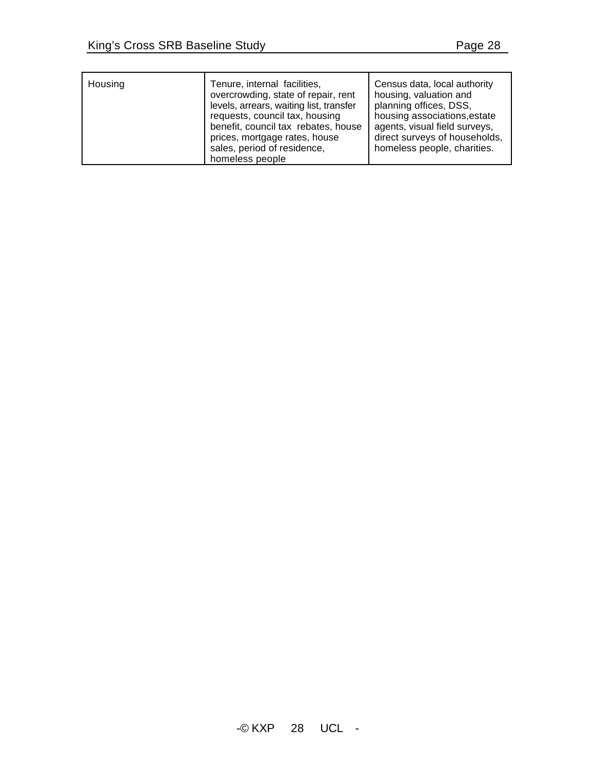| Housing | Tenure, internal facilities, overcrowding, state of repair, rent levels, arrears, waiting list, transfer requests, council tax, housing benefit, council tax rebates, house prices, mortgage rates, house sales, period of residence, homeless people | Census data, local authority housing, valuation and planning offices, DSS, housing associations,estate agents, visual field surveys, direct surveys of households, homeless people, charities. |
|---|---|---|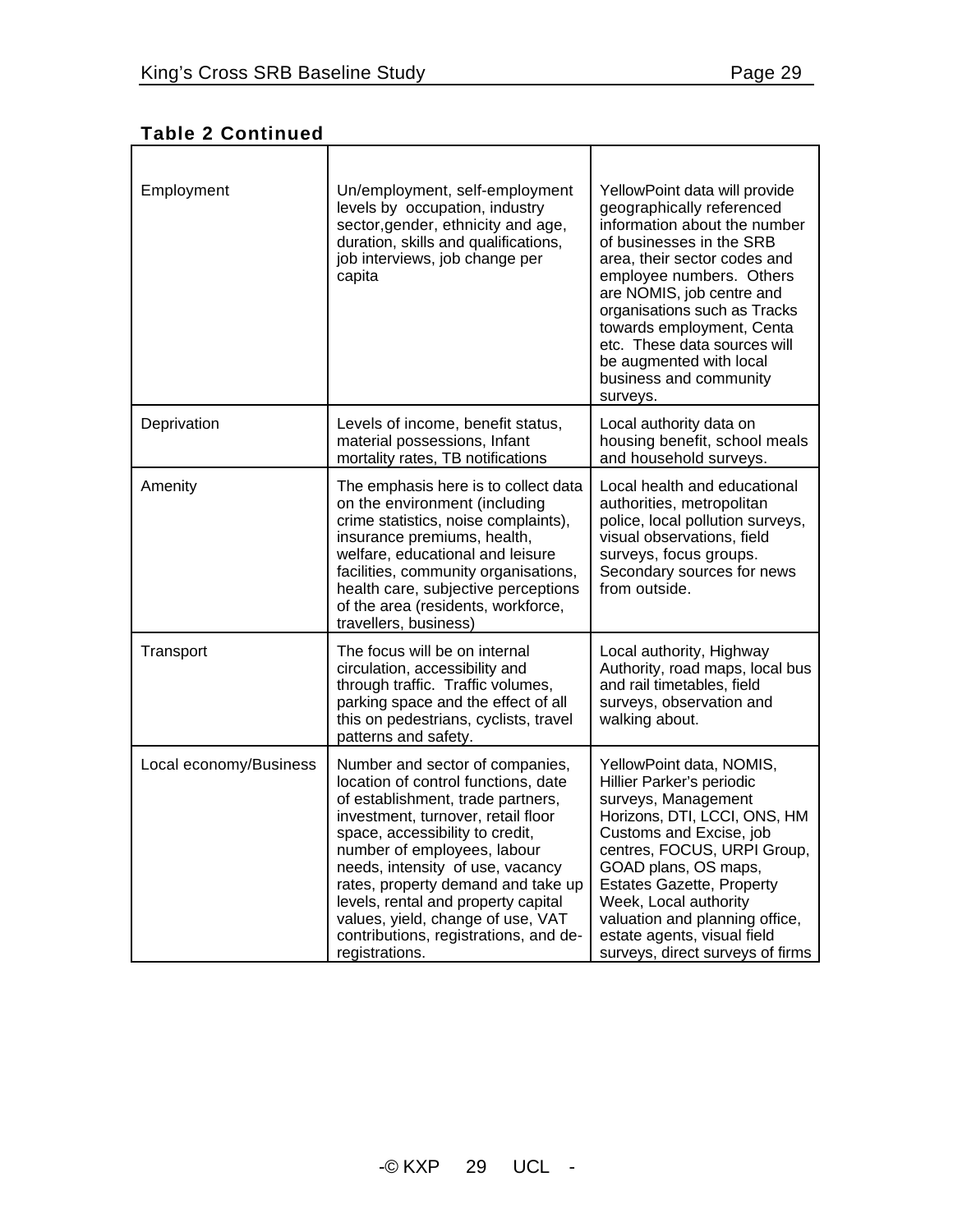**Table 2 Continued**

| | | |
|---|---|---|
| Employment | Un/employment, self-employment levels by occupation, industry sector,gender, ethnicity and age, duration, skills and qualifications, job interviews, job change per capita | YellowPoint data will provide geographically referenced information about the number of businesses in the SRB area, their sector codes and employee numbers. Others are NOMIS, job centre and organisations such as Tracks towards employment, Centa etc. These data sources will be augmented with local business and community surveys. |
| Deprivation | Levels of income, benefit status, material possessions, Infant mortality rates, TB notifications | Local authority data on housing benefit, school meals and household surveys. |
| Amenity | The emphasis here is to collect data on the environment (including crime statistics, noise complaints), insurance premiums, health, welfare, educational and leisure facilities, community organisations, health care, subjective perceptions of the area (residents, workforce, travellers, business) | Local health and educational authorities, metropolitan police, local pollution surveys, visual observations, field surveys, focus groups. Secondary sources for news from outside. |
| Transport | The focus will be on internal circulation, accessibility and through traffic. Traffic volumes, parking space and the effect of all this on pedestrians, cyclists, travel patterns and safety. | Local authority, Highway Authority, road maps, local bus and rail timetables, field surveys, observation and walking about. |
| Local economy/Business | Number and sector of companies, location of control functions, date of establishment, trade partners, investment, turnover, retail floor space, accessibility to credit, number of employees, labour needs, intensity of use, vacancy rates, property demand and take up levels, rental and property capital values, yield, change of use, VAT contributions, registrations, and de-registrations. | YellowPoint data, NOMIS, Hillier Parker's periodic surveys, Management Horizons, DTI, LCCI, ONS, HM Customs and Excise, job centres, FOCUS, URPI Group, GOAD plans, OS maps, Estates Gazette, Property Week, Local authority valuation and planning office, estate agents, visual field surveys, direct surveys of firms |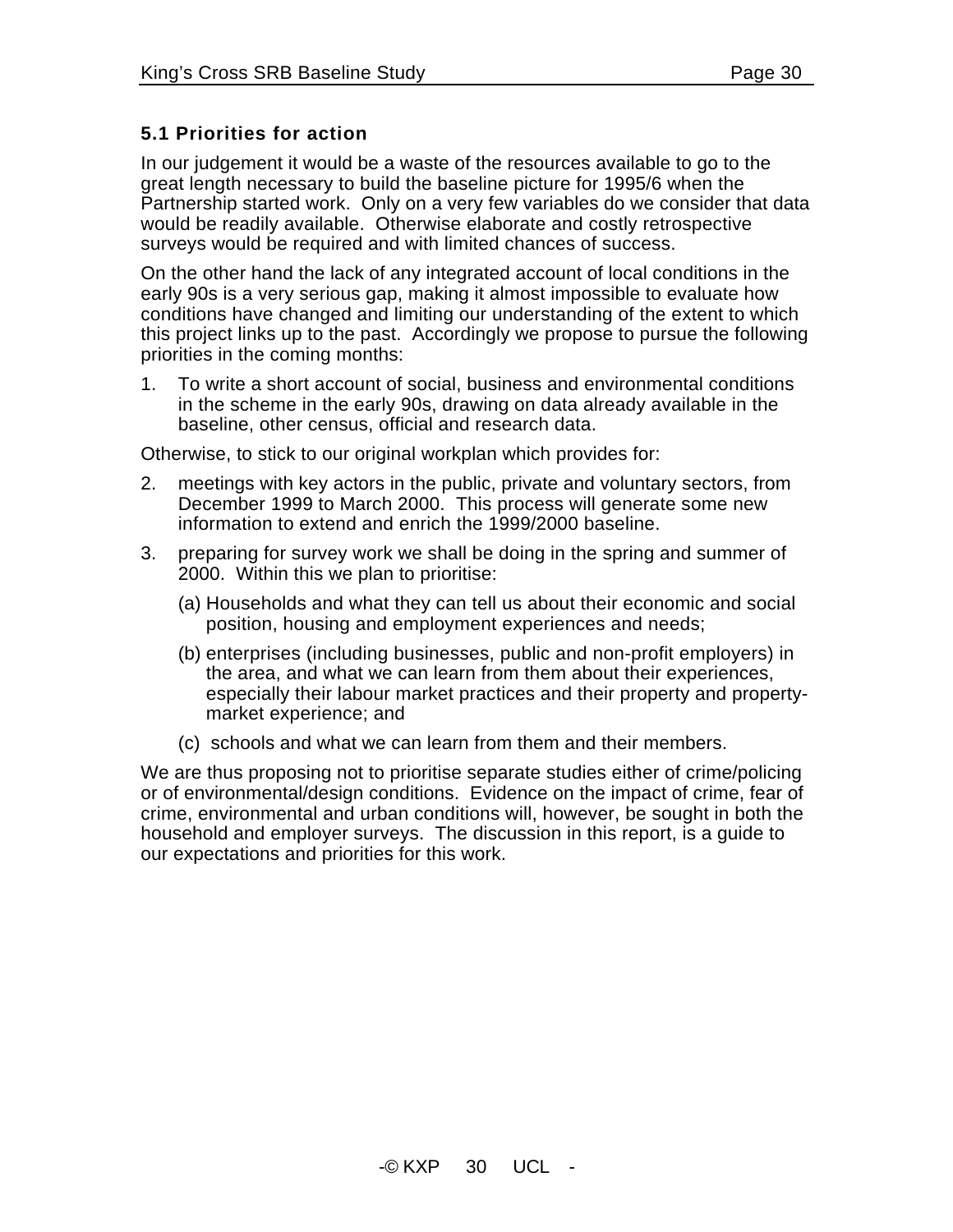### 5.1 Priorities for action

In our judgement it would be a waste of the resources available to go to the great length necessary to build the baseline picture for 1995/6 when the Partnership started work. Only on a very few variables do we consider that data would be readily available. Otherwise elaborate and costly retrospective surveys would be required and with limited chances of success.

On the other hand the lack of any integrated account of local conditions in the early 90s is a very serious gap, making it almost impossible to evaluate how conditions have changed and limiting our understanding of the extent to which this project links up to the past. Accordingly we propose to pursue the following priorities in the coming months:

1. To write a short account of social, business and environmental conditions in the scheme in the early 90s, drawing on data already available in the baseline, other census, official and research data.

Otherwise, to stick to our original workplan which provides for:

2. meetings with key actors in the public, private and voluntary sectors, from December 1999 to March 2000. This process will generate some new information to extend and enrich the 1999/2000 baseline.
3. preparing for survey work we shall be doing in the spring and summer of 2000. Within this we plan to prioritise:
   (a) Households and what they can tell us about their economic and social position, housing and employment experiences and needs;
   (b) enterprises (including businesses, public and non-profit employers) in the area, and what we can learn from them about their experiences, especially their labour market practices and their property and property-market experience; and
   (c) schools and what we can learn from them and their members.

We are thus proposing not to prioritise separate studies either of crime/policing or of environmental/design conditions. Evidence on the impact of crime, fear of crime, environmental and urban conditions will, however, be sought in both the household and employer surveys. The discussion in this report, is a guide to our expectations and priorities for this work.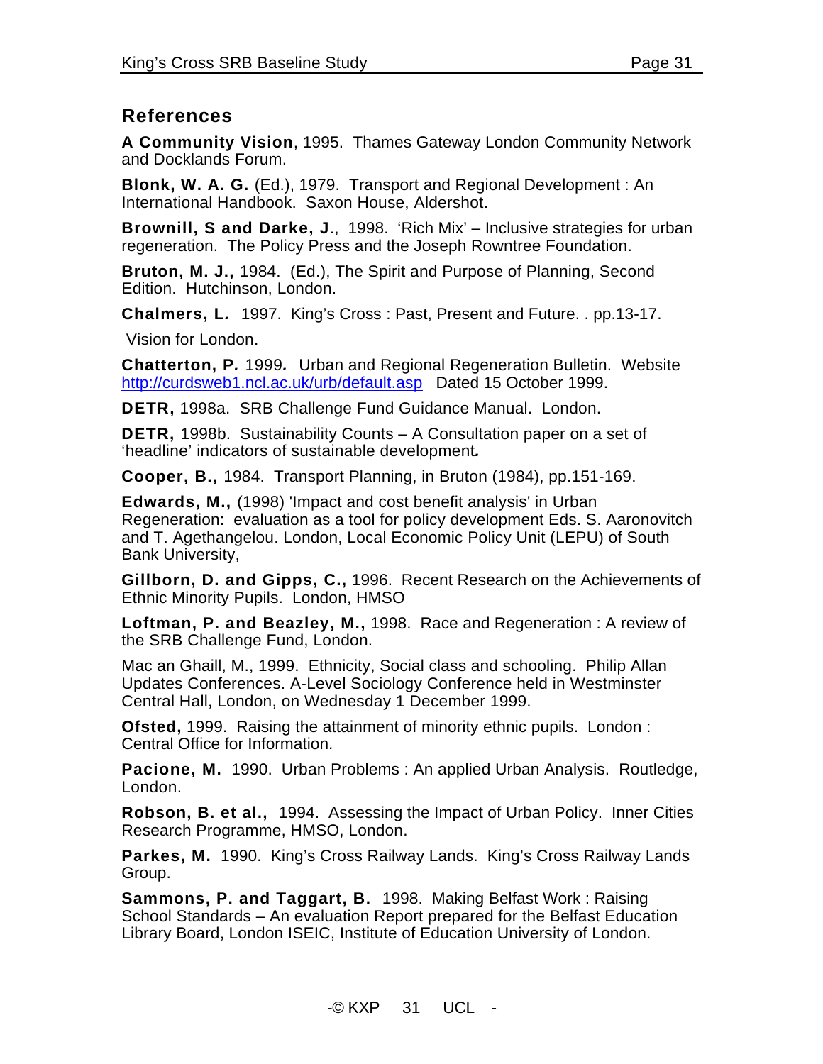## References

**A Community Vision**, 1995. Thames Gateway London Community Network and Docklands Forum.

**Blonk, W. A. G.** (Ed.), 1979. Transport and Regional Development : An International Handbook. Saxon House, Aldershot.

**Brownill, S and Darke, J**., 1998. 'Rich Mix' – Inclusive strategies for urban regeneration. The Policy Press and the Joseph Rowntree Foundation.

**Bruton, M. J.,** 1984. (Ed.), The Spirit and Purpose of Planning, Second Edition. Hutchinson, London.

**Chalmers, L.** 1997. King's Cross : Past, Present and Future. . pp.13-17.

Vision for London.

**Chatterton, P***.* 1999*.* Urban and Regional Regeneration Bulletin. Website http://curdsweb1.ncl.ac.uk/urb/default.asp Dated 15 October 1999.

**DETR,** 1998a. SRB Challenge Fund Guidance Manual. London.

**DETR,** 1998b. Sustainability Counts – A Consultation paper on a set of 'headline' indicators of sustainable development***.***

**Cooper, B.,** 1984. Transport Planning, in Bruton (1984), pp.151-169.

**Edwards, M.,** (1998) 'Impact and cost benefit analysis' in Urban Regeneration: evaluation as a tool for policy development Eds. S. Aaronovitch and T. Agethangelou. London, Local Economic Policy Unit (LEPU) of South Bank University,

**Gillborn, D. and Gipps, C.,** 1996. Recent Research on the Achievements of Ethnic Minority Pupils. London, HMSO

**Loftman, P. and Beazley, M.,** 1998. Race and Regeneration : A review of the SRB Challenge Fund, London.

Mac an Ghaill, M., 1999. Ethnicity, Social class and schooling. Philip Allan Updates Conferences. A-Level Sociology Conference held in Westminster Central Hall, London, on Wednesday 1 December 1999.

**Ofsted,** 1999. Raising the attainment of minority ethnic pupils. London : Central Office for Information.

**Pacione, M.** 1990. Urban Problems : An applied Urban Analysis. Routledge, London.

**Robson, B. et al.,** 1994. Assessing the Impact of Urban Policy. Inner Cities Research Programme, HMSO, London.

**Parkes, M.** 1990. King's Cross Railway Lands. King's Cross Railway Lands Group.

**Sammons, P. and Taggart, B.** 1998. Making Belfast Work : Raising School Standards – An evaluation Report prepared for the Belfast Education Library Board, London ISEIC, Institute of Education University of London.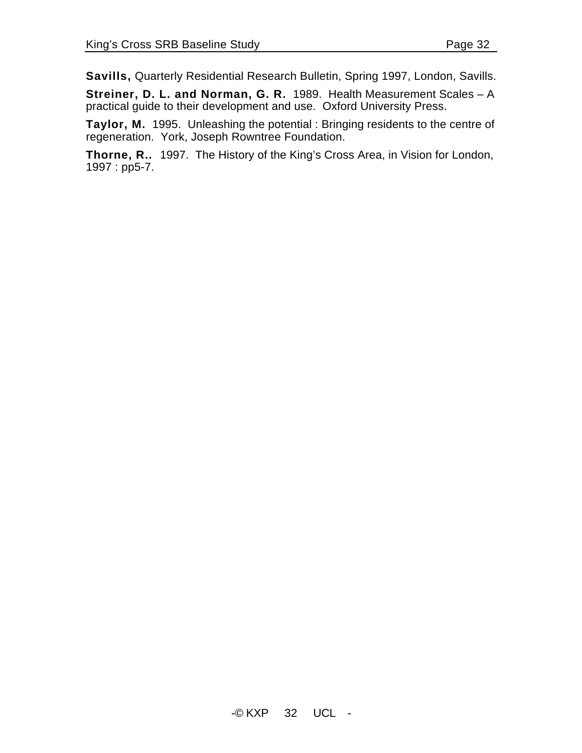**Savills,** Quarterly Residential Research Bulletin, Spring 1997, London, Savills.

**Streiner, D. L. and Norman, G. R.** 1989. Health Measurement Scales – A practical guide to their development and use. Oxford University Press.

**Taylor, M.** 1995. Unleashing the potential : Bringing residents to the centre of regeneration. York, Joseph Rowntree Foundation.

**Thorne, R..** 1997. The History of the King's Cross Area, in Vision for London, 1997 : pp5-7.